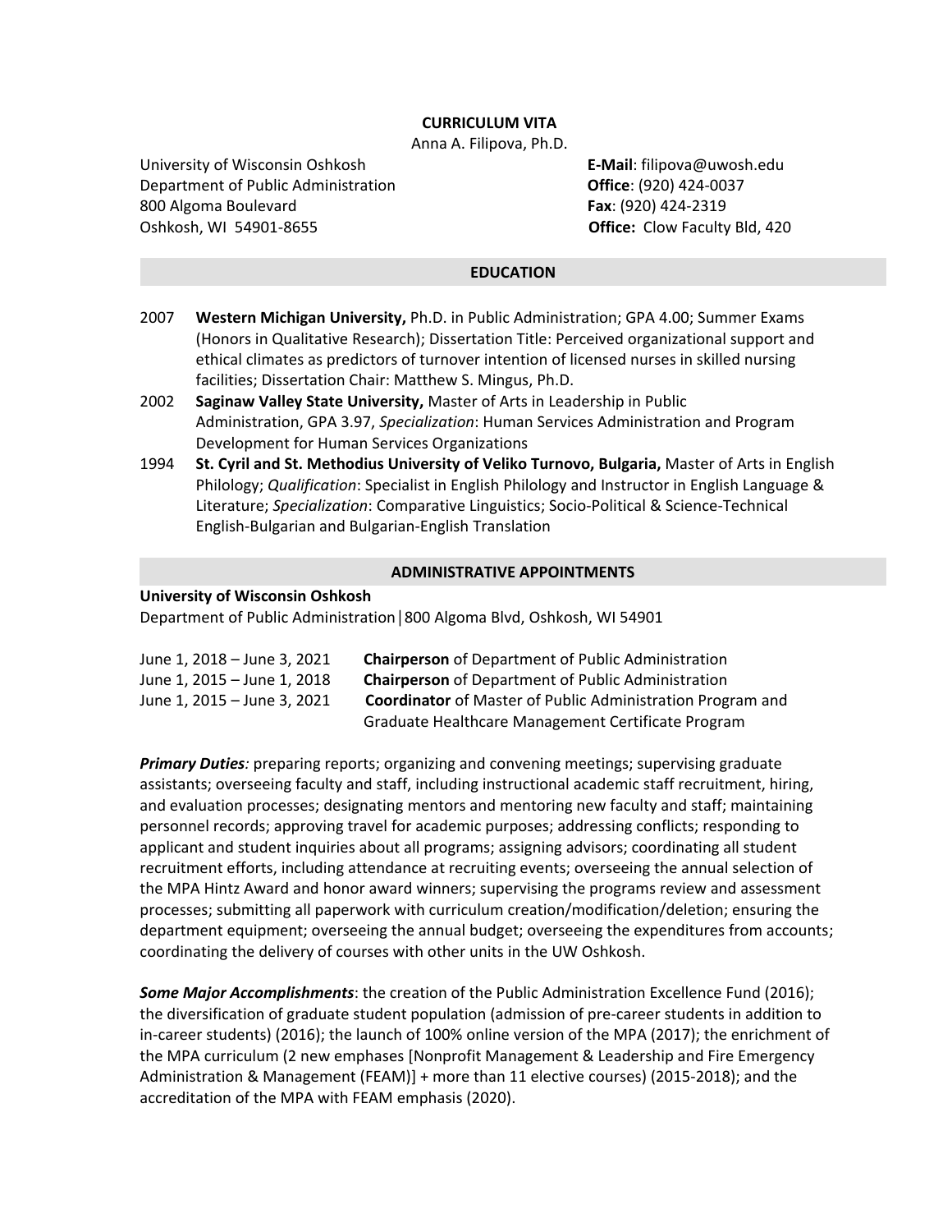# CURRICULUM VITA

Anna A. Filipova, Ph.D.

University of Wisconsin Oshkosh
Department of Public Administration
800 Algoma Boulevard
Oshkosh, WI 54901-8655

**E-Mail**: filipova@uwosh.edu
**Office**: (920) 424-0037
**Fax**: (920) 424-2319
**Office:** Clow Faculty Bld, 420

## EDUCATION

2007 **Western Michigan University,** Ph.D. in Public Administration; GPA 4.00; Summer Exams (Honors in Qualitative Research); Dissertation Title: Perceived organizational support and ethical climates as predictors of turnover intention of licensed nurses in skilled nursing facilities; Dissertation Chair: Matthew S. Mingus, Ph.D.

2002 **Saginaw Valley State University,** Master of Arts in Leadership in Public Administration, GPA 3.97, *Specialization*: Human Services Administration and Program Development for Human Services Organizations

1994 **St. Cyril and St. Methodius University of Veliko Turnovo, Bulgaria,** Master of Arts in English Philology; *Qualification*: Specialist in English Philology and Instructor in English Language & Literature; *Specialization*: Comparative Linguistics; Socio-Political & Science-Technical English-Bulgarian and Bulgarian-English Translation

## ADMINISTRATIVE APPOINTMENTS

**University of Wisconsin Oshkosh**
Department of Public Administration | 800 Algoma Blvd, Oshkosh, WI 54901

June 1, 2018 – June 3, 2021 **Chairperson** of Department of Public Administration
June 1, 2015 – June 1, 2018 **Chairperson** of Department of Public Administration
June 1, 2015 – June 3, 2021 **Coordinator** of Master of Public Administration Program and Graduate Healthcare Management Certificate Program

***Primary Duties**:* preparing reports; organizing and convening meetings; supervising graduate assistants; overseeing faculty and staff, including instructional academic staff recruitment, hiring, and evaluation processes; designating mentors and mentoring new faculty and staff; maintaining personnel records; approving travel for academic purposes; addressing conflicts; responding to applicant and student inquiries about all programs; assigning advisors; coordinating all student recruitment efforts, including attendance at recruiting events; overseeing the annual selection of the MPA Hintz Award and honor award winners; supervising the programs review and assessment processes; submitting all paperwork with curriculum creation/modification/deletion; ensuring the department equipment; overseeing the annual budget; overseeing the expenditures from accounts; coordinating the delivery of courses with other units in the UW Oshkosh.

***Some Major Accomplishments***: the creation of the Public Administration Excellence Fund (2016); the diversification of graduate student population (admission of pre-career students in addition to in-career students) (2016); the launch of 100% online version of the MPA (2017); the enrichment of the MPA curriculum (2 new emphases [Nonprofit Management & Leadership and Fire Emergency Administration & Management (FEAM)] + more than 11 elective courses) (2015-2018); and the accreditation of the MPA with FEAM emphasis (2020).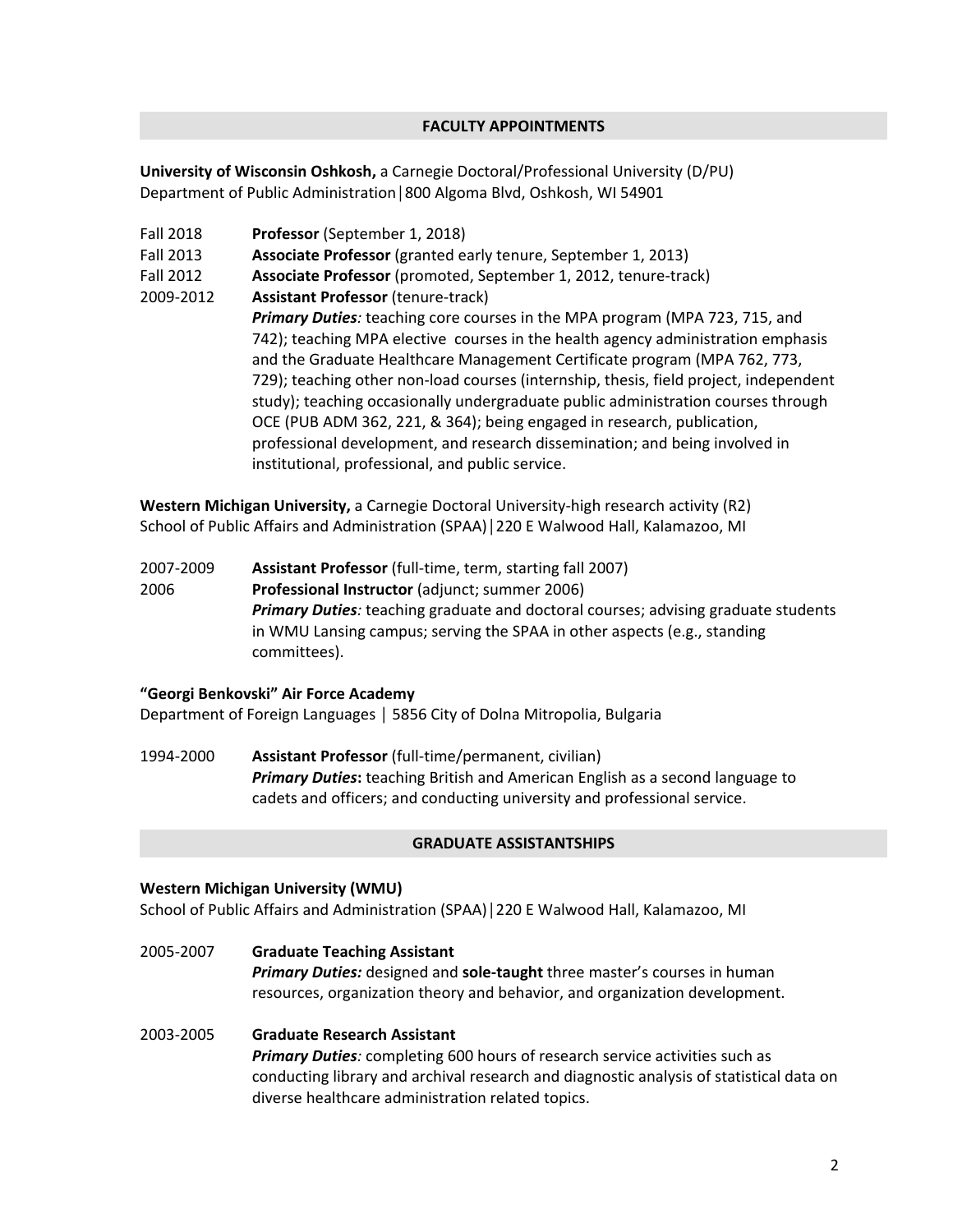## FACULTY APPOINTMENTS

**University of Wisconsin Oshkosh,** a Carnegie Doctoral/Professional University (D/PU)
Department of Public Administration|800 Algoma Blvd, Oshkosh, WI 54901

Fall 2018 **Professor** (September 1, 2018)
Fall 2013 **Associate Professor** (granted early tenure, September 1, 2013)
Fall 2012 **Associate Professor** (promoted, September 1, 2012, tenure-track)
2009-2012 **Assistant Professor** (tenure-track)
***Primary Duties:*** teaching core courses in the MPA program (MPA 723, 715, and 742); teaching MPA elective courses in the health agency administration emphasis and the Graduate Healthcare Management Certificate program (MPA 762, 773, 729); teaching other non-load courses (internship, thesis, field project, independent study); teaching occasionally undergraduate public administration courses through OCE (PUB ADM 362, 221, & 364); being engaged in research, publication, professional development, and research dissemination; and being involved in institutional, professional, and public service.

**Western Michigan University,** a Carnegie Doctoral University-high research activity (R2)
School of Public Affairs and Administration (SPAA)|220 E Walwood Hall, Kalamazoo, MI

2007-2009 **Assistant Professor** (full-time, term, starting fall 2007)
2006 **Professional Instructor** (adjunct; summer 2006)
***Primary Duties:*** teaching graduate and doctoral courses; advising graduate students in WMU Lansing campus; serving the SPAA in other aspects (e.g., standing committees).

**"Georgi Benkovski" Air Force Academy**
Department of Foreign Languages | 5856 City of Dolna Mitropolia, Bulgaria

1994-2000 **Assistant Professor** (full-time/permanent, civilian)
***Primary Duties*:** teaching British and American English as a second language to cadets and officers; and conducting university and professional service.

## GRADUATE ASSISTANTSHIPS

**Western Michigan University (WMU)**
School of Public Affairs and Administration (SPAA)|220 E Walwood Hall, Kalamazoo, MI

2005-2007 **Graduate Teaching Assistant**
***Primary Duties:*** designed and **sole-taught** three master's courses in human resources, organization theory and behavior, and organization development.

2003-2005 **Graduate Research Assistant**
***Primary Duties:*** completing 600 hours of research service activities such as conducting library and archival research and diagnostic analysis of statistical data on diverse healthcare administration related topics.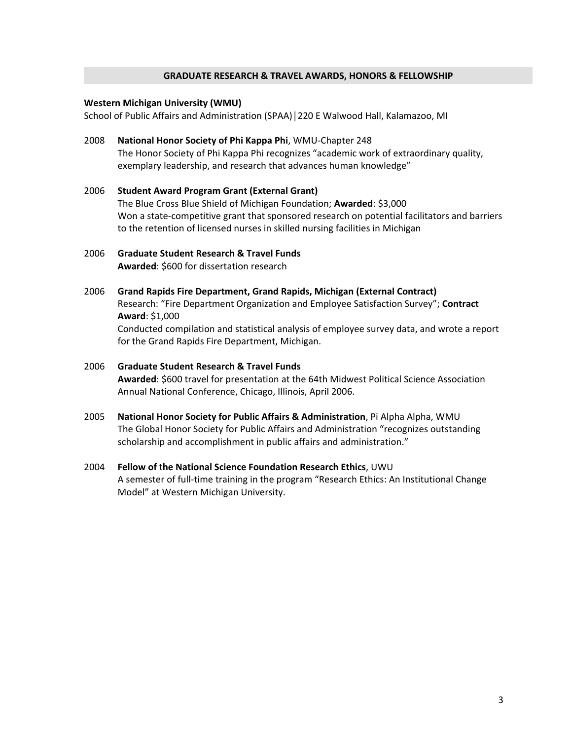## GRADUATE RESEARCH & TRAVEL AWARDS, HONORS & FELLOWSHIP

**Western Michigan University (WMU)**
School of Public Affairs and Administration (SPAA)|220 E Walwood Hall, Kalamazoo, MI

2008 **National Honor Society of Phi Kappa Phi**, WMU-Chapter 248
The Honor Society of Phi Kappa Phi recognizes "academic work of extraordinary quality, exemplary leadership, and research that advances human knowledge"

2006 **Student Award Program Grant (External Grant)**
The Blue Cross Blue Shield of Michigan Foundation; **Awarded**: $3,000
Won a state-competitive grant that sponsored research on potential facilitators and barriers to the retention of licensed nurses in skilled nursing facilities in Michigan

2006 **Graduate Student Research & Travel Funds**
**Awarded**: $600 for dissertation research

2006 **Grand Rapids Fire Department, Grand Rapids, Michigan (External Contract)**
Research: "Fire Department Organization and Employee Satisfaction Survey"; **Contract Award**: $1,000
Conducted compilation and statistical analysis of employee survey data, and wrote a report for the Grand Rapids Fire Department, Michigan.

2006 **Graduate Student Research & Travel Funds**
**Awarded**: $600 travel for presentation at the 64th Midwest Political Science Association Annual National Conference, Chicago, Illinois, April 2006.

2005 **National Honor Society for Public Affairs & Administration**, Pi Alpha Alpha, WMU
The Global Honor Society for Public Affairs and Administration "recognizes outstanding scholarship and accomplishment in public affairs and administration."

2004 **Fellow of** t**he National Science Foundation Research Ethics**, UWU
A semester of full-time training in the program "Research Ethics: An Institutional Change Model" at Western Michigan University.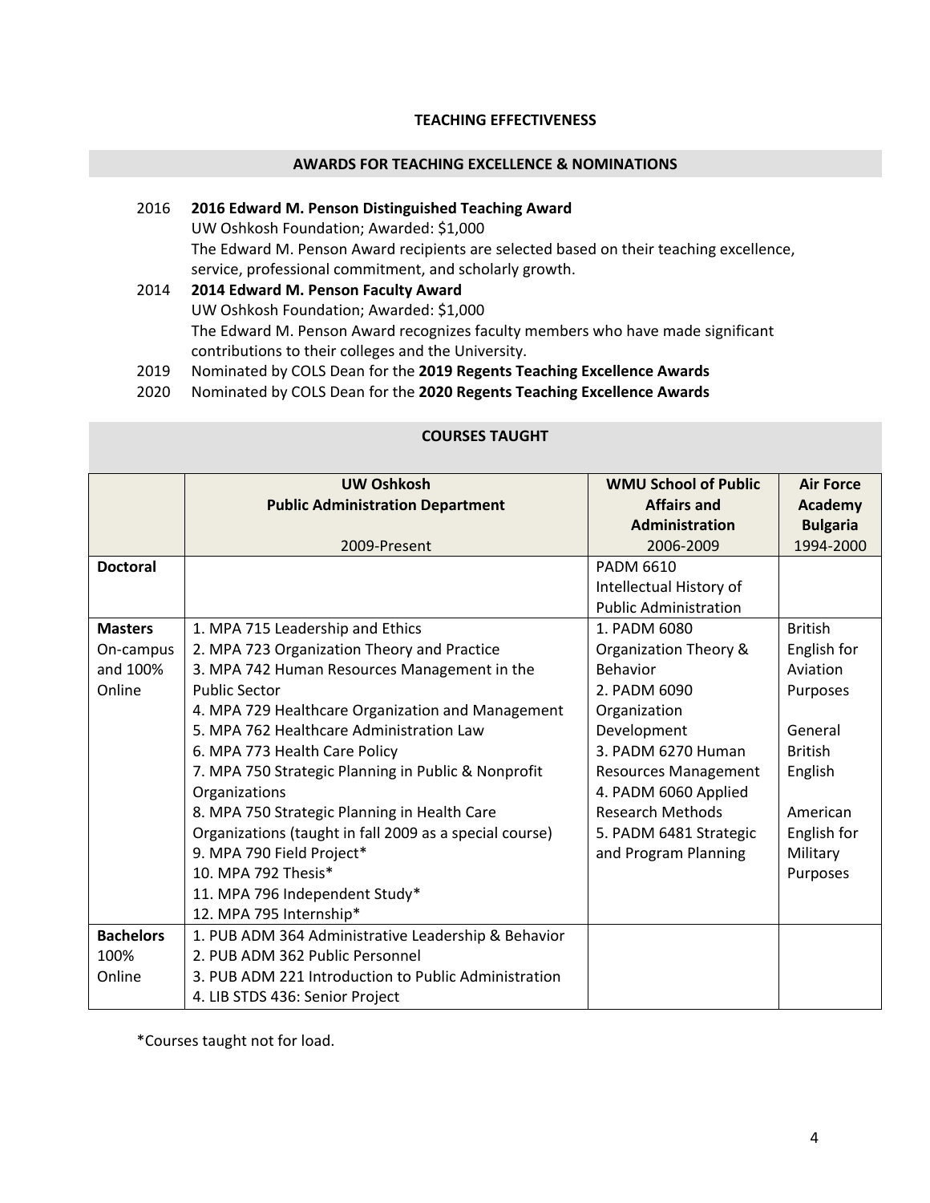## TEACHING EFFECTIVENESS

### AWARDS FOR TEACHING EXCELLENCE & NOMINATIONS

2016 **2016 Edward M. Penson Distinguished Teaching Award**
UW Oshkosh Foundation; Awarded: $1,000
The Edward M. Penson Award recipients are selected based on their teaching excellence, service, professional commitment, and scholarly growth.

2014 **2014 Edward M. Penson Faculty Award**
UW Oshkosh Foundation; Awarded: $1,000
The Edward M. Penson Award recognizes faculty members who have made significant contributions to their colleges and the University.

2019 Nominated by COLS Dean for the **2019 Regents Teaching Excellence Awards**

2020 Nominated by COLS Dean for the **2020 Regents Teaching Excellence Awards**

### COURSES TAUGHT

| | **UW Oshkosh Public Administration Department** 2009-Present | **WMU School of Public Affairs and Administration** 2006-2009 | **Air Force Academy Bulgaria** 1994-2000 |
|---|---|---|---|
| **Doctoral** | | PADM 6610 Intellectual History of Public Administration | |
| **Masters** On-campus and 100% Online | 1. MPA 715 Leadership and Ethics<br>2. MPA 723 Organization Theory and Practice<br>3. MPA 742 Human Resources Management in the Public Sector<br>4. MPA 729 Healthcare Organization and Management<br>5. MPA 762 Healthcare Administration Law<br>6. MPA 773 Health Care Policy<br>7. MPA 750 Strategic Planning in Public & Nonprofit Organizations<br>8. MPA 750 Strategic Planning in Health Care Organizations (taught in fall 2009 as a special course)<br>9. MPA 790 Field Project*<br>10. MPA 792 Thesis*<br>11. MPA 796 Independent Study*<br>12. MPA 795 Internship* | 1. PADM 6080 Organization Theory & Behavior<br>2. PADM 6090 Organization Development<br>3. PADM 6270 Human Resources Management<br>4. PADM 6060 Applied Research Methods<br>5. PADM 6481 Strategic and Program Planning | British English for Aviation Purposes<br><br>General British English<br><br>American English for Military Purposes |
| **Bachelors** 100% Online | 1. PUB ADM 364 Administrative Leadership & Behavior<br>2. PUB ADM 362 Public Personnel<br>3. PUB ADM 221 Introduction to Public Administration<br>4. LIB STDS 436: Senior Project | | |

*Courses taught not for load.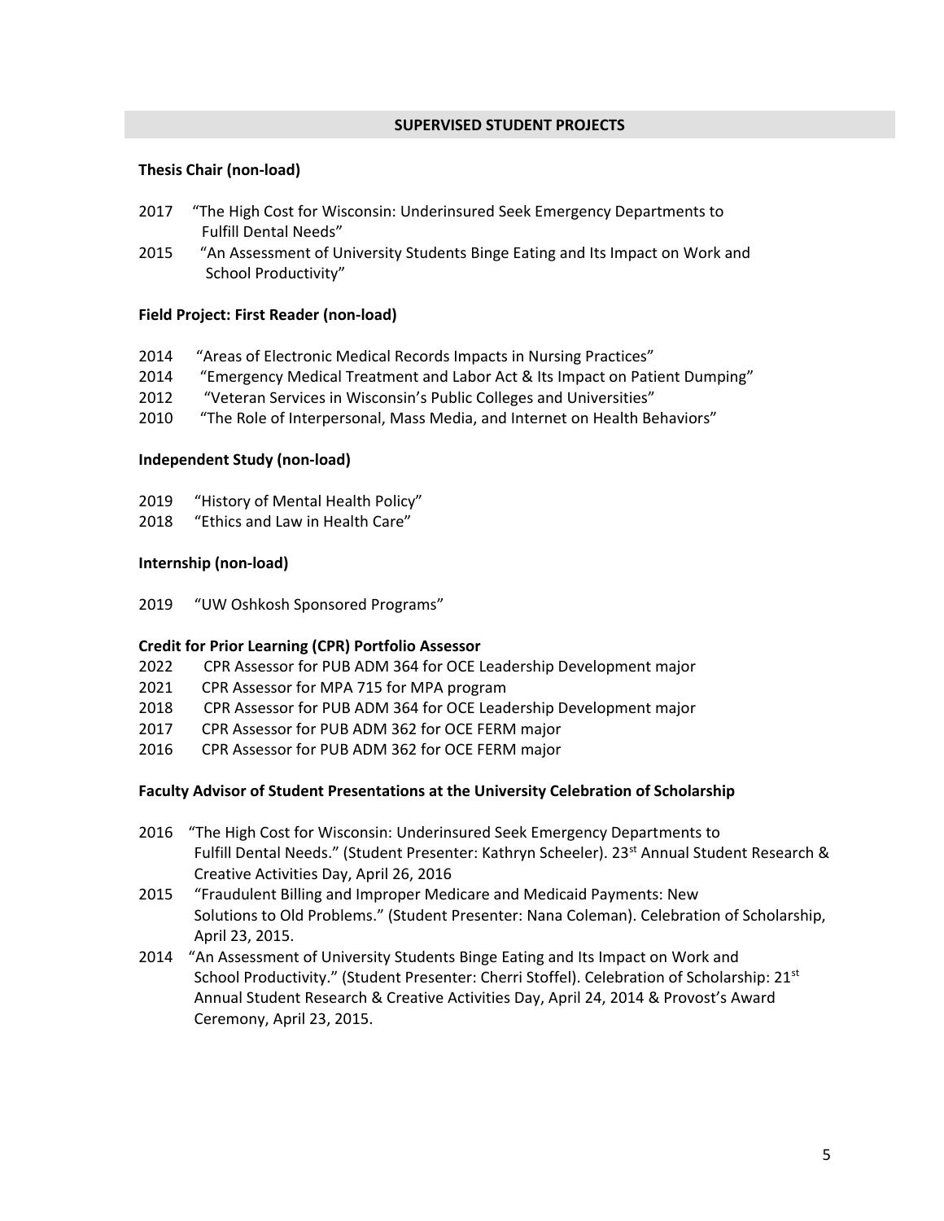## SUPERVISED STUDENT PROJECTS

### Thesis Chair (non-load)

2017 "The High Cost for Wisconsin: Underinsured Seek Emergency Departments to Fulfill Dental Needs"

2015 "An Assessment of University Students Binge Eating and Its Impact on Work and School Productivity"

### Field Project: First Reader (non-load)

2014 "Areas of Electronic Medical Records Impacts in Nursing Practices"

2014 "Emergency Medical Treatment and Labor Act & Its Impact on Patient Dumping"

2012 "Veteran Services in Wisconsin's Public Colleges and Universities"

2010 "The Role of Interpersonal, Mass Media, and Internet on Health Behaviors"

### Independent Study (non-load)

2019 "History of Mental Health Policy"

2018 "Ethics and Law in Health Care"

### Internship (non-load)

2019 "UW Oshkosh Sponsored Programs"

### Credit for Prior Learning (CPR) Portfolio Assessor

2022 CPR Assessor for PUB ADM 364 for OCE Leadership Development major

2021 CPR Assessor for MPA 715 for MPA program

2018 CPR Assessor for PUB ADM 364 for OCE Leadership Development major

2017 CPR Assessor for PUB ADM 362 for OCE FERM major

2016 CPR Assessor for PUB ADM 362 for OCE FERM major

### Faculty Advisor of Student Presentations at the University Celebration of Scholarship

2016 "The High Cost for Wisconsin: Underinsured Seek Emergency Departments to Fulfill Dental Needs." (Student Presenter: Kathryn Scheeler). 23rd Annual Student Research & Creative Activities Day, April 26, 2016

2015 "Fraudulent Billing and Improper Medicare and Medicaid Payments: New Solutions to Old Problems." (Student Presenter: Nana Coleman). Celebration of Scholarship, April 23, 2015.

2014 "An Assessment of University Students Binge Eating and Its Impact on Work and School Productivity." (Student Presenter: Cherri Stoffel). Celebration of Scholarship: 21st Annual Student Research & Creative Activities Day, April 24, 2014 & Provost's Award Ceremony, April 23, 2015.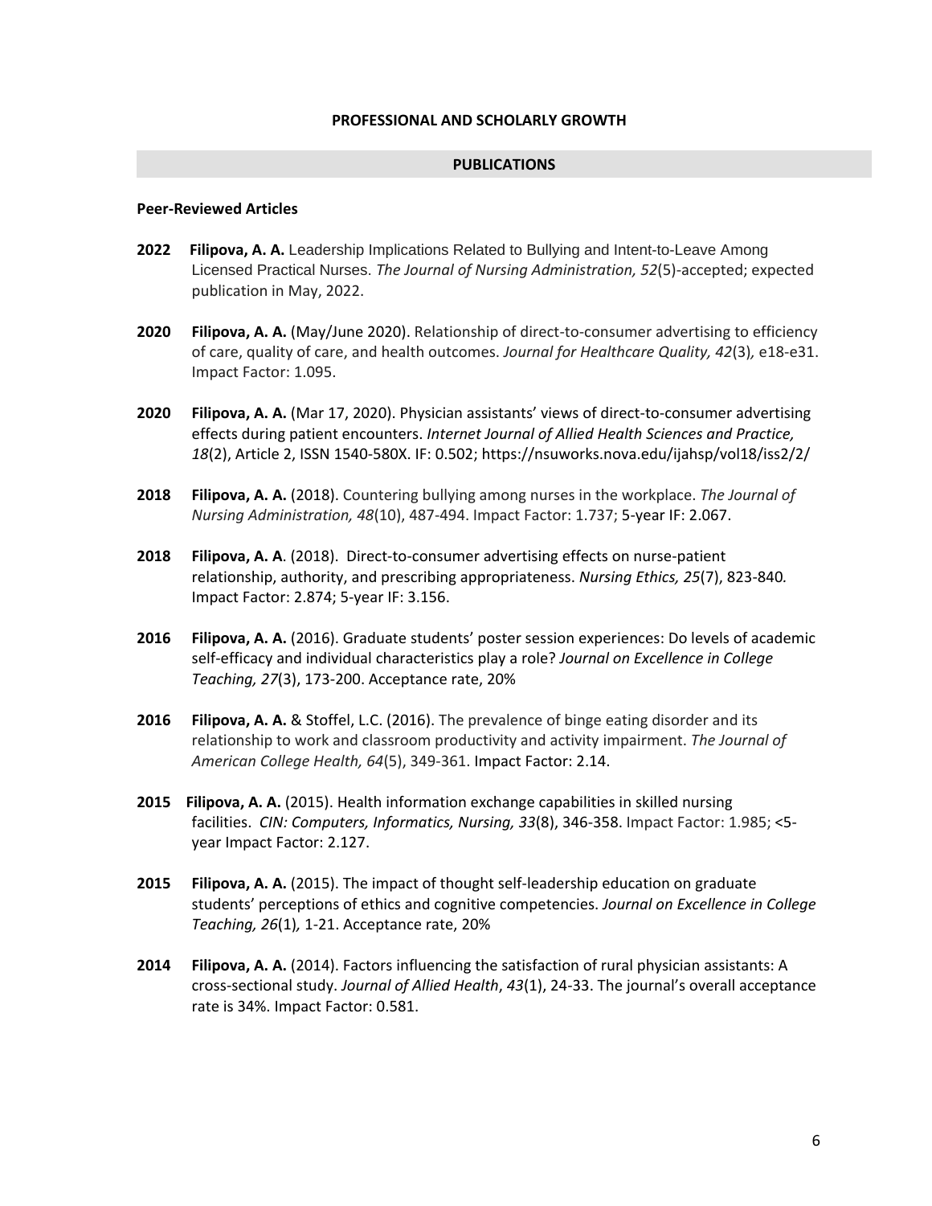## PROFESSIONAL AND SCHOLARLY GROWTH

## PUBLICATIONS

### Peer-Reviewed Articles

**2022** **Filipova, A. A.** Leadership Implications Related to Bullying and Intent-to-Leave Among Licensed Practical Nurses. *The Journal of Nursing Administration, 52*(5)-accepted; expected publication in May, 2022.

**2020** **Filipova, A. A.** (May/June 2020). Relationship of direct-to-consumer advertising to efficiency of care, quality of care, and health outcomes. *Journal for Healthcare Quality, 42*(3)*,* e18-e31. Impact Factor: 1.095.

**2020** **Filipova, A. A.** (Mar 17, 2020). Physician assistants' views of direct-to-consumer advertising effects during patient encounters. *Internet Journal of Allied Health Sciences and Practice, 18*(2), Article 2, ISSN 1540-580X. IF: 0.502; https://nsuworks.nova.edu/ijahsp/vol18/iss2/2/

**2018** **Filipova, A. A.** (2018). Countering bullying among nurses in the workplace. *The Journal of Nursing Administration, 48*(10), 487-494. Impact Factor: 1.737; 5-year IF: 2.067.

**2018** **Filipova, A. A**. (2018). Direct-to-consumer advertising effects on nurse-patient relationship, authority, and prescribing appropriateness. *Nursing Ethics, 25*(7), 823-840*.* Impact Factor: 2.874; 5-year IF: 3.156.

**2016** **Filipova, A. A.** (2016). Graduate students' poster session experiences: Do levels of academic self-efficacy and individual characteristics play a role? *Journal on Excellence in College Teaching, 27*(3), 173-200. Acceptance rate, 20%

**2016** **Filipova, A. A.** & Stoffel, L.C. (2016). The prevalence of binge eating disorder and its relationship to work and classroom productivity and activity impairment. *The Journal of American College Health, 64*(5), 349-361. Impact Factor: 2.14.

**2015** **Filipova, A. A.** (2015). Health information exchange capabilities in skilled nursing facilities. *CIN: Computers, Informatics, Nursing, 33*(8), 346-358. Impact Factor: 1.985; <5-year Impact Factor: 2.127.

**2015** **Filipova, A. A.** (2015). The impact of thought self-leadership education on graduate students' perceptions of ethics and cognitive competencies. *Journal on Excellence in College Teaching, 26*(1)*,* 1-21. Acceptance rate, 20%

**2014** **Filipova, A. A.** (2014). Factors influencing the satisfaction of rural physician assistants: A cross-sectional study. *Journal of Allied Health*, *43*(1), 24-33. The journal's overall acceptance rate is 34%. Impact Factor: 0.581.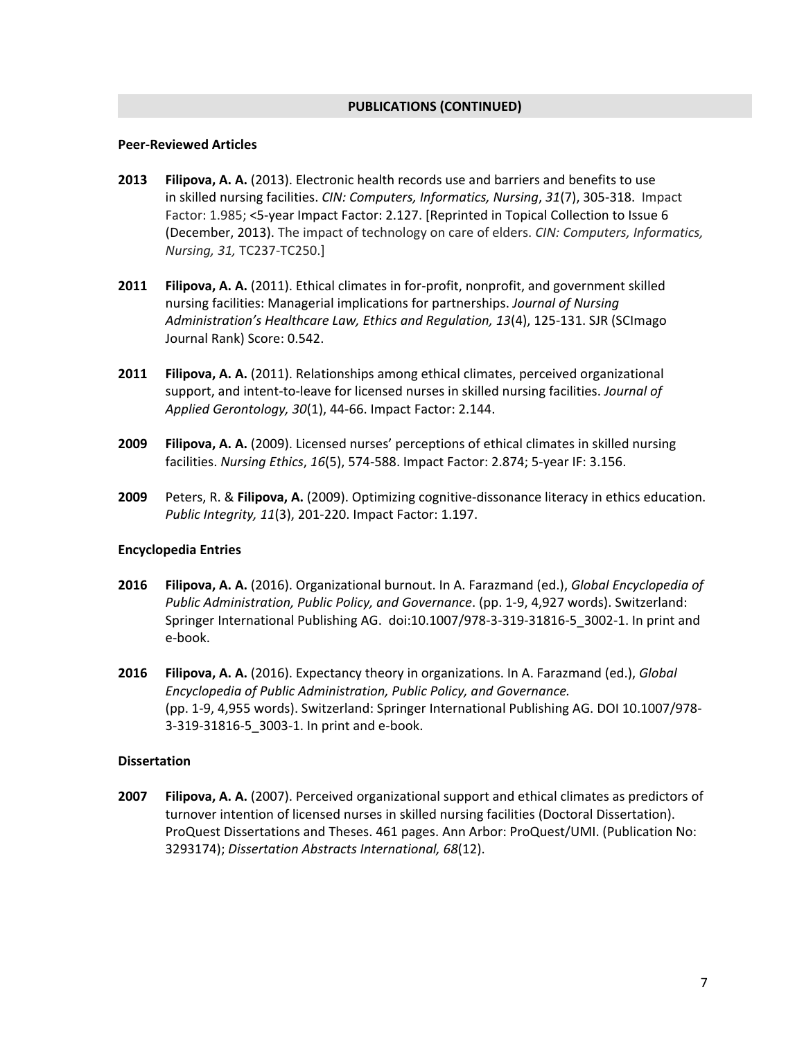## PUBLICATIONS (CONTINUED)

### Peer-Reviewed Articles

**2013** **Filipova, A. A.** (2013). Electronic health records use and barriers and benefits to use in skilled nursing facilities. *CIN: Computers, Informatics, Nursing*, *31*(7), 305-318. Impact Factor: 1.985; <5-year Impact Factor: 2.127. [Reprinted in Topical Collection to Issue 6 (December, 2013). The impact of technology on care of elders. *CIN: Computers, Informatics, Nursing, 31,* TC237-TC250.]

**2011** **Filipova, A. A.** (2011). Ethical climates in for-profit, nonprofit, and government skilled nursing facilities: Managerial implications for partnerships. *Journal of Nursing Administration's Healthcare Law, Ethics and Regulation, 13*(4), 125-131. SJR (SCImago Journal Rank) Score: 0.542.

**2011** **Filipova, A. A.** (2011). Relationships among ethical climates, perceived organizational support, and intent-to-leave for licensed nurses in skilled nursing facilities. *Journal of Applied Gerontology, 30*(1), 44-66. Impact Factor: 2.144.

**2009** **Filipova, A. A.** (2009). Licensed nurses' perceptions of ethical climates in skilled nursing facilities. *Nursing Ethics*, *16*(5), 574-588. Impact Factor: 2.874; 5-year IF: 3.156.

**2009** Peters, R. & **Filipova, A.** (2009). Optimizing cognitive-dissonance literacy in ethics education. *Public Integrity, 11*(3), 201-220. Impact Factor: 1.197.

### Encyclopedia Entries

**2016** **Filipova, A. A.** (2016). Organizational burnout. In A. Farazmand (ed.), *Global Encyclopedia of Public Administration, Public Policy, and Governance*. (pp. 1-9, 4,927 words). Switzerland: Springer International Publishing AG. doi:10.1007/978-3-319-31816-5_3002-1. In print and e-book.

**2016** **Filipova, A. A.** (2016). Expectancy theory in organizations. In A. Farazmand (ed.), *Global Encyclopedia of Public Administration, Public Policy, and Governance.* (pp. 1-9, 4,955 words). Switzerland: Springer International Publishing AG. DOI 10.1007/978-3-319-31816-5_3003-1. In print and e-book.

### Dissertation

**2007** **Filipova, A. A.** (2007). Perceived organizational support and ethical climates as predictors of turnover intention of licensed nurses in skilled nursing facilities (Doctoral Dissertation). ProQuest Dissertations and Theses. 461 pages. Ann Arbor: ProQuest/UMI. (Publication No: 3293174); *Dissertation Abstracts International, 68*(12).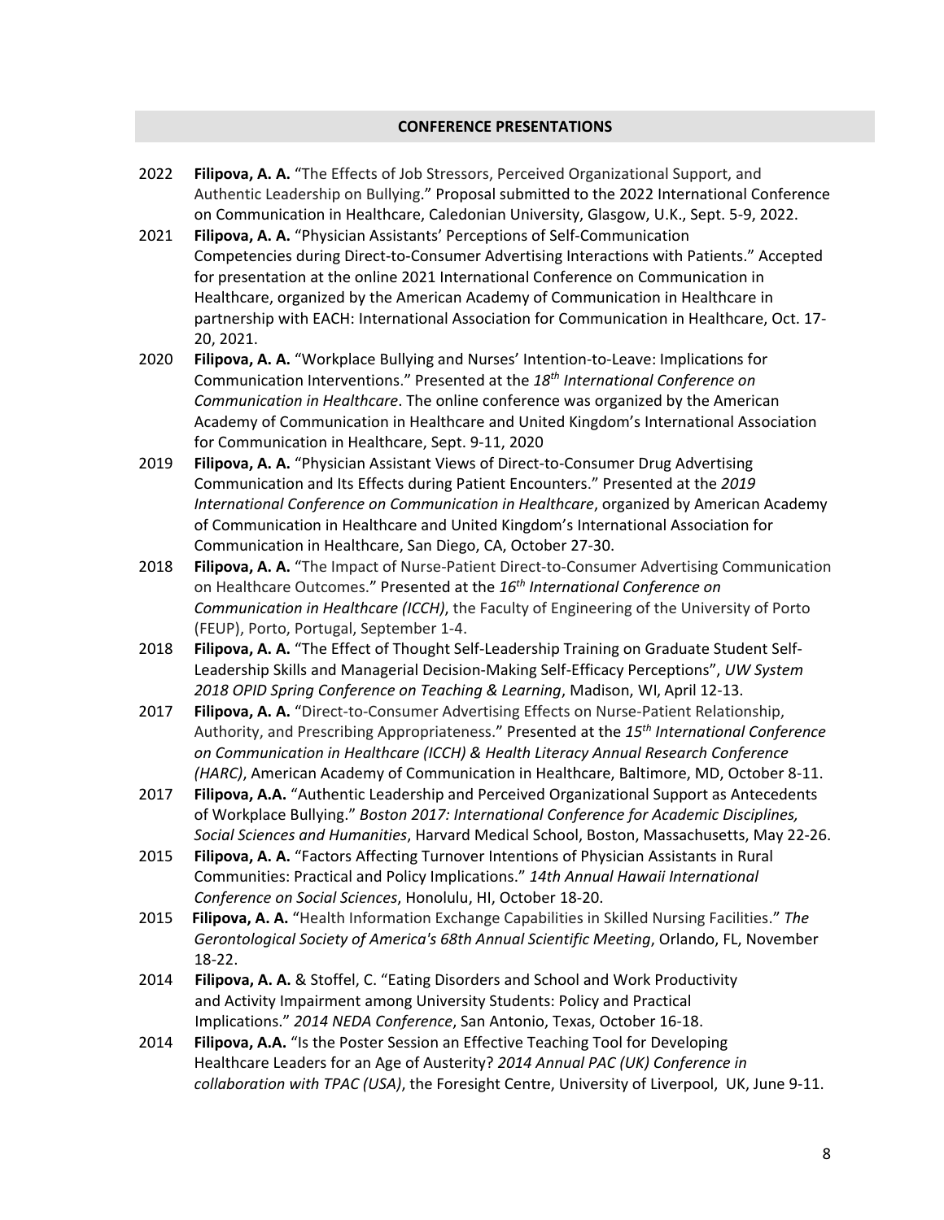## CONFERENCE PRESENTATIONS

2022 **Filipova, A. A.** "The Effects of Job Stressors, Perceived Organizational Support, and Authentic Leadership on Bullying." Proposal submitted to the 2022 International Conference on Communication in Healthcare, Caledonian University, Glasgow, U.K., Sept. 5-9, 2022.

2021 **Filipova, A. A.** "Physician Assistants' Perceptions of Self-Communication Competencies during Direct-to-Consumer Advertising Interactions with Patients." Accepted for presentation at the online 2021 International Conference on Communication in Healthcare, organized by the American Academy of Communication in Healthcare in partnership with EACH: International Association for Communication in Healthcare, Oct. 17-20, 2021.

2020 **Filipova, A. A.** "Workplace Bullying and Nurses' Intention-to-Leave: Implications for Communication Interventions." Presented at the *18th International Conference on Communication in Healthcare*. The online conference was organized by the American Academy of Communication in Healthcare and United Kingdom's International Association for Communication in Healthcare, Sept. 9-11, 2020

2019 **Filipova, A. A.** "Physician Assistant Views of Direct-to-Consumer Drug Advertising Communication and Its Effects during Patient Encounters." Presented at the *2019 International Conference on Communication in Healthcare*, organized by American Academy of Communication in Healthcare and United Kingdom's International Association for Communication in Healthcare, San Diego, CA, October 27-30.

2018 **Filipova, A. A.** "The Impact of Nurse-Patient Direct-to-Consumer Advertising Communication on Healthcare Outcomes." Presented at the *16th International Conference on Communication in Healthcare (ICCH)*, the Faculty of Engineering of the University of Porto (FEUP), Porto, Portugal, September 1-4.

2018 **Filipova, A. A.** "The Effect of Thought Self-Leadership Training on Graduate Student Self-Leadership Skills and Managerial Decision-Making Self-Efficacy Perceptions", *UW System 2018 OPID Spring Conference on Teaching & Learning*, Madison, WI, April 12-13.

2017 **Filipova, A. A.** "Direct-to-Consumer Advertising Effects on Nurse-Patient Relationship, Authority, and Prescribing Appropriateness." Presented at the *15th International Conference on Communication in Healthcare (ICCH) & Health Literacy Annual Research Conference (HARC)*, American Academy of Communication in Healthcare, Baltimore, MD, October 8-11.

2017 **Filipova, A.A.** "Authentic Leadership and Perceived Organizational Support as Antecedents of Workplace Bullying." *Boston 2017: International Conference for Academic Disciplines, Social Sciences and Humanities*, Harvard Medical School, Boston, Massachusetts, May 22-26.

2015 **Filipova, A. A.** "Factors Affecting Turnover Intentions of Physician Assistants in Rural Communities: Practical and Policy Implications." *14th Annual Hawaii International Conference on Social Sciences*, Honolulu, HI, October 18-20.

2015 **Filipova, A. A.** "Health Information Exchange Capabilities in Skilled Nursing Facilities." *The Gerontological Society of America's 68th Annual Scientific Meeting*, Orlando, FL, November 18-22.

2014 **Filipova, A. A.** & Stoffel, C. "Eating Disorders and School and Work Productivity and Activity Impairment among University Students: Policy and Practical Implications." *2014 NEDA Conference*, San Antonio, Texas, October 16-18.

2014 **Filipova, A.A.** "Is the Poster Session an Effective Teaching Tool for Developing Healthcare Leaders for an Age of Austerity? *2014 Annual PAC (UK) Conference in collaboration with TPAC (USA)*, the Foresight Centre, University of Liverpool, UK, June 9-11.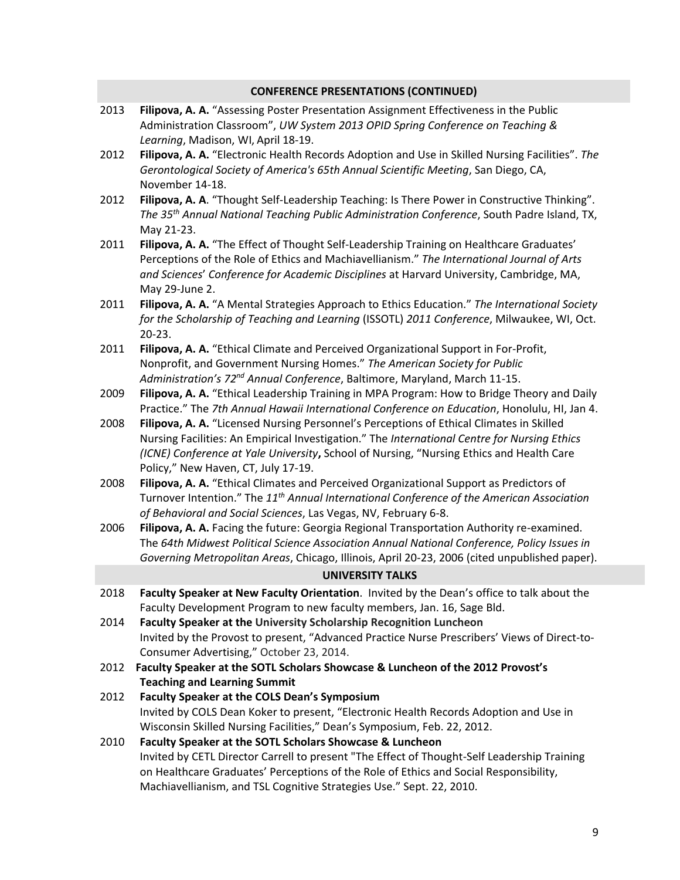## CONFERENCE PRESENTATIONS (CONTINUED)

2013 **Filipova, A. A.** "Assessing Poster Presentation Assignment Effectiveness in the Public Administration Classroom", *UW System 2013 OPID Spring Conference on Teaching & Learning*, Madison, WI, April 18-19.

2012 **Filipova, A. A.** "Electronic Health Records Adoption and Use in Skilled Nursing Facilities". *The Gerontological Society of America's 65th Annual Scientific Meeting*, San Diego, CA, November 14-18.

2012 **Filipova, A. A**. "Thought Self-Leadership Teaching: Is There Power in Constructive Thinking". *The 35th Annual National Teaching Public Administration Conference*, South Padre Island, TX, May 21-23.

2011 **Filipova, A. A.** "The Effect of Thought Self-Leadership Training on Healthcare Graduates' Perceptions of the Role of Ethics and Machiavellianism." *The International Journal of Arts and Sciences' Conference for Academic Disciplines* at Harvard University, Cambridge, MA, May 29-June 2.

2011 **Filipova, A. A.** "A Mental Strategies Approach to Ethics Education." *The International Society for the Scholarship of Teaching and Learning* (ISSOTL) *2011 Conference*, Milwaukee, WI, Oct. 20-23.

2011 **Filipova, A. A.** "Ethical Climate and Perceived Organizational Support in For-Profit, Nonprofit, and Government Nursing Homes." *The American Society for Public Administration's 72nd Annual Conference*, Baltimore, Maryland, March 11-15.

2009 **Filipova, A. A.** "Ethical Leadership Training in MPA Program: How to Bridge Theory and Daily Practice." The *7th Annual Hawaii International Conference on Education*, Honolulu, HI, Jan 4.

2008 **Filipova, A. A.** "Licensed Nursing Personnel's Perceptions of Ethical Climates in Skilled Nursing Facilities: An Empirical Investigation." The *International Centre for Nursing Ethics (ICNE) Conference at Yale University***,** School of Nursing, "Nursing Ethics and Health Care Policy," New Haven, CT, July 17-19.

2008 **Filipova, A. A.** "Ethical Climates and Perceived Organizational Support as Predictors of Turnover Intention." The *11th Annual International Conference of the American Association of Behavioral and Social Sciences*, Las Vegas, NV, February 6-8.

2006 **Filipova, A. A.** Facing the future: Georgia Regional Transportation Authority re-examined. The *64th Midwest Political Science Association Annual National Conference, Policy Issues in Governing Metropolitan Areas*, Chicago, Illinois, April 20-23, 2006 (cited unpublished paper).

## UNIVERSITY TALKS

2018 **Faculty Speaker at New Faculty Orientation**. Invited by the Dean's office to talk about the Faculty Development Program to new faculty members, Jan. 16, Sage Bld.

2014 **Faculty Speaker at the University Scholarship Recognition Luncheon**
Invited by the Provost to present, "Advanced Practice Nurse Prescribers' Views of Direct-to-Consumer Advertising," October 23, 2014.

2012 **Faculty Speaker at the SOTL Scholars Showcase & Luncheon of the 2012 Provost's Teaching and Learning Summit**

2012 **Faculty Speaker at the COLS Dean's Symposium**
Invited by COLS Dean Koker to present, "Electronic Health Records Adoption and Use in Wisconsin Skilled Nursing Facilities," Dean's Symposium, Feb. 22, 2012.

2010 **Faculty Speaker at the SOTL Scholars Showcase & Luncheon**
Invited by CETL Director Carrell to present "The Effect of Thought-Self Leadership Training on Healthcare Graduates' Perceptions of the Role of Ethics and Social Responsibility, Machiavellianism, and TSL Cognitive Strategies Use." Sept. 22, 2010.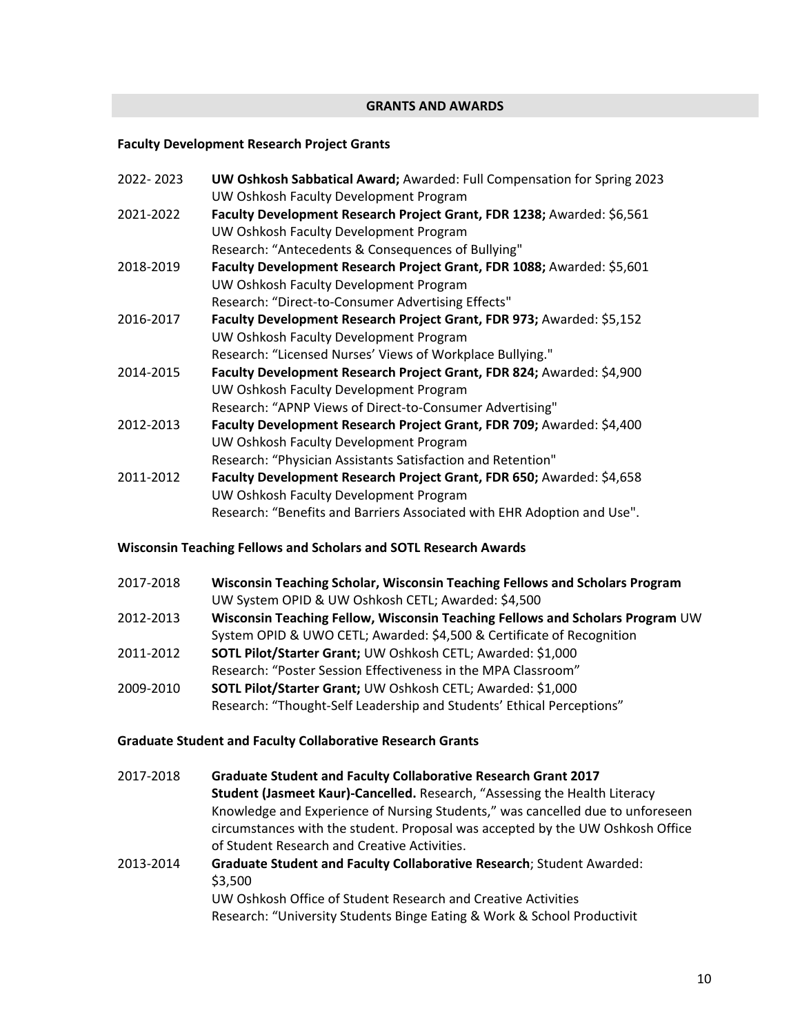## GRANTS AND AWARDS

### Faculty Development Research Project Grants

2022- 2023 **UW Oshkosh Sabbatical Award;** Awarded: Full Compensation for Spring 2023
UW Oshkosh Faculty Development Program

2021-2022 **Faculty Development Research Project Grant, FDR 1238;** Awarded: $6,561
UW Oshkosh Faculty Development Program
Research: "Antecedents & Consequences of Bullying"

2018-2019 **Faculty Development Research Project Grant, FDR 1088;** Awarded: $5,601
UW Oshkosh Faculty Development Program
Research: "Direct-to-Consumer Advertising Effects"

2016-2017 **Faculty Development Research Project Grant, FDR 973;** Awarded: $5,152
UW Oshkosh Faculty Development Program
Research: "Licensed Nurses' Views of Workplace Bullying."

2014-2015 **Faculty Development Research Project Grant, FDR 824;** Awarded: $4,900
UW Oshkosh Faculty Development Program
Research: "APNP Views of Direct-to-Consumer Advertising"

2012-2013 **Faculty Development Research Project Grant, FDR 709;** Awarded: $4,400
UW Oshkosh Faculty Development Program
Research: "Physician Assistants Satisfaction and Retention"

2011-2012 **Faculty Development Research Project Grant, FDR 650;** Awarded: $4,658
UW Oshkosh Faculty Development Program
Research: "Benefits and Barriers Associated with EHR Adoption and Use".

### Wisconsin Teaching Fellows and Scholars and SOTL Research Awards

2017-2018 **Wisconsin Teaching Scholar, Wisconsin Teaching Fellows and Scholars Program**
UW System OPID & UW Oshkosh CETL; Awarded: $4,500

2012-2013 **Wisconsin Teaching Fellow, Wisconsin Teaching Fellows and Scholars Program** UW System OPID & UWO CETL; Awarded: $4,500 & Certificate of Recognition

2011-2012 **SOTL Pilot/Starter Grant;** UW Oshkosh CETL; Awarded: $1,000
Research: "Poster Session Effectiveness in the MPA Classroom"

2009-2010 **SOTL Pilot/Starter Grant;** UW Oshkosh CETL; Awarded: $1,000
Research: "Thought-Self Leadership and Students' Ethical Perceptions"

### Graduate Student and Faculty Collaborative Research Grants

2017-2018 **Graduate Student and Faculty Collaborative Research Grant 2017**
**Student (Jasmeet Kaur)-Cancelled.** Research, "Assessing the Health Literacy Knowledge and Experience of Nursing Students," was cancelled due to unforeseen circumstances with the student. Proposal was accepted by the UW Oshkosh Office of Student Research and Creative Activities.

2013-2014 **Graduate Student and Faculty Collaborative Research**; Student Awarded: $3,500
UW Oshkosh Office of Student Research and Creative Activities
Research: "University Students Binge Eating & Work & School Productivit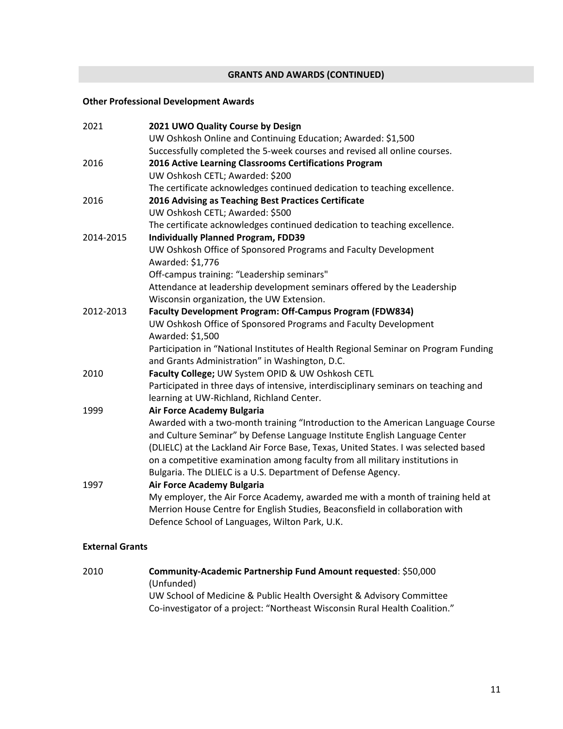## GRANTS AND AWARDS (CONTINUED)

### Other Professional Development Awards

2021 **2021 UWO Quality Course by Design**
UW Oshkosh Online and Continuing Education; Awarded: $1,500
Successfully completed the 5-week courses and revised all online courses.

2016 **2016 Active Learning Classrooms Certifications Program**
UW Oshkosh CETL; Awarded: $200
The certificate acknowledges continued dedication to teaching excellence.

2016 **2016 Advising as Teaching Best Practices Certificate**
UW Oshkosh CETL; Awarded: $500
The certificate acknowledges continued dedication to teaching excellence.

2014-2015 **Individually Planned Program, FDD39**
UW Oshkosh Office of Sponsored Programs and Faculty Development
Awarded: $1,776
Off-campus training: "Leadership seminars"
Attendance at leadership development seminars offered by the Leadership Wisconsin organization, the UW Extension.

2012-2013 **Faculty Development Program: Off-Campus Program (FDW834)**
UW Oshkosh Office of Sponsored Programs and Faculty Development
Awarded: $1,500
Participation in "National Institutes of Health Regional Seminar on Program Funding and Grants Administration" in Washington, D.C.

2010 **Faculty College;** UW System OPID & UW Oshkosh CETL
Participated in three days of intensive, interdisciplinary seminars on teaching and learning at UW-Richland, Richland Center.

1999 **Air Force Academy Bulgaria**
Awarded with a two-month training "Introduction to the American Language Course and Culture Seminar" by Defense Language Institute English Language Center (DLIELC) at the Lackland Air Force Base, Texas, United States. I was selected based on a competitive examination among faculty from all military institutions in Bulgaria. The DLIELC is a U.S. Department of Defense Agency.

1997 **Air Force Academy Bulgaria**
My employer, the Air Force Academy, awarded me with a month of training held at Merrion House Centre for English Studies, Beaconsfield in collaboration with Defence School of Languages, Wilton Park, U.K.

### External Grants

2010 **Community-Academic Partnership Fund Amount requested**: $50,000 (Unfunded)
UW School of Medicine & Public Health Oversight & Advisory Committee
Co-investigator of a project: "Northeast Wisconsin Rural Health Coalition."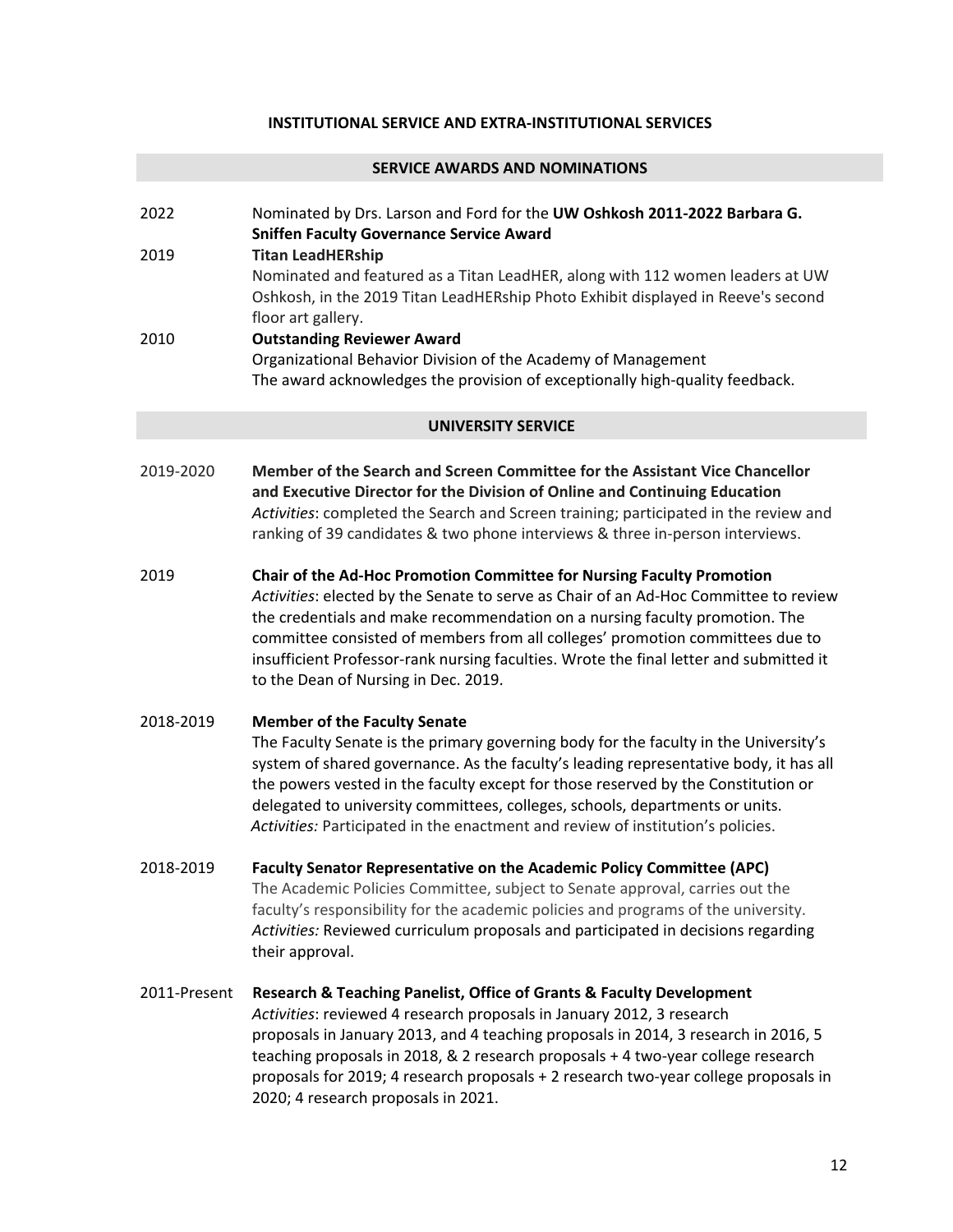# INSTITUTIONAL SERVICE AND EXTRA-INSTITUTIONAL SERVICES

## SERVICE AWARDS AND NOMINATIONS

2022 — Nominated by Drs. Larson and Ford for the **UW Oshkosh 2011-2022 Barbara G. Sniffen Faculty Governance Service Award**

2019 — **Titan LeadHERship**
Nominated and featured as a Titan LeadHER, along with 112 women leaders at UW Oshkosh, in the 2019 Titan LeadHERship Photo Exhibit displayed in Reeve's second floor art gallery.

2010 — **Outstanding Reviewer Award**
Organizational Behavior Division of the Academy of Management
The award acknowledges the provision of exceptionally high-quality feedback.

## UNIVERSITY SERVICE

2019-2020 — **Member of the Search and Screen Committee for the Assistant Vice Chancellor and Executive Director for the Division of Online and Continuing Education**
*Activities*: completed the Search and Screen training; participated in the review and ranking of 39 candidates & two phone interviews & three in-person interviews.

2019 — **Chair of the Ad-Hoc Promotion Committee for Nursing Faculty Promotion**
*Activities*: elected by the Senate to serve as Chair of an Ad-Hoc Committee to review the credentials and make recommendation on a nursing faculty promotion. The committee consisted of members from all colleges' promotion committees due to insufficient Professor-rank nursing faculties. Wrote the final letter and submitted it to the Dean of Nursing in Dec. 2019.

2018-2019 — **Member of the Faculty Senate**
The Faculty Senate is the primary governing body for the faculty in the University's system of shared governance. As the faculty's leading representative body, it has all the powers vested in the faculty except for those reserved by the Constitution or delegated to university committees, colleges, schools, departments or units.
*Activities:* Participated in the enactment and review of institution's policies.

2018-2019 — **Faculty Senator Representative on the Academic Policy Committee (APC)**
The Academic Policies Committee, subject to Senate approval, carries out the faculty's responsibility for the academic policies and programs of the university.
*Activities:* Reviewed curriculum proposals and participated in decisions regarding their approval.

2011-Present — **Research & Teaching Panelist, Office of Grants & Faculty Development**
*Activities*: reviewed 4 research proposals in January 2012, 3 research proposals in January 2013, and 4 teaching proposals in 2014, 3 research in 2016, 5 teaching proposals in 2018, & 2 research proposals + 4 two-year college research proposals for 2019; 4 research proposals + 2 research two-year college proposals in 2020; 4 research proposals in 2021.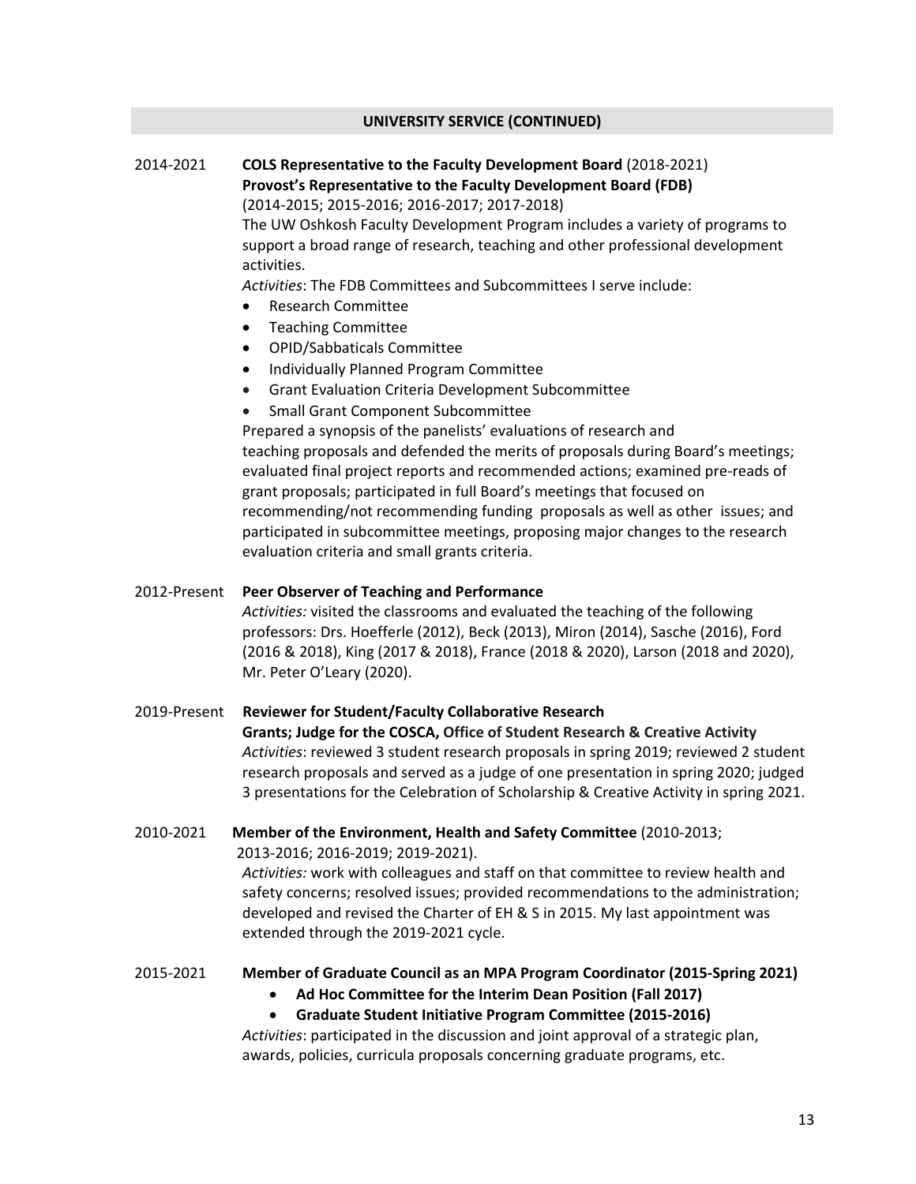## UNIVERSITY SERVICE (CONTINUED)

2014-2021 **COLS Representative to the Faculty Development Board** (2018-2021)
**Provost's Representative to the Faculty Development Board (FDB)**
(2014-2015; 2015-2016; 2016-2017; 2017-2018)
The UW Oshkosh Faculty Development Program includes a variety of programs to support a broad range of research, teaching and other professional development activities.
*Activities*: The FDB Committees and Subcommittees I serve include:

- Research Committee
- Teaching Committee
- OPID/Sabbaticals Committee
- Individually Planned Program Committee
- Grant Evaluation Criteria Development Subcommittee
- Small Grant Component Subcommittee

Prepared a synopsis of the panelists' evaluations of research and teaching proposals and defended the merits of proposals during Board's meetings; evaluated final project reports and recommended actions; examined pre-reads of grant proposals; participated in full Board's meetings that focused on recommending/not recommending funding proposals as well as other issues; and participated in subcommittee meetings, proposing major changes to the research evaluation criteria and small grants criteria.

2012-Present **Peer Observer of Teaching and Performance**
*Activities:* visited the classrooms and evaluated the teaching of the following professors: Drs. Hoefferle (2012), Beck (2013), Miron (2014), Sasche (2016), Ford (2016 & 2018), King (2017 & 2018), France (2018 & 2020), Larson (2018 and 2020), Mr. Peter O'Leary (2020).

2019-Present **Reviewer for Student/Faculty Collaborative Research Grants; Judge for the COSCA, Office of Student Research & Creative Activity**
*Activities*: reviewed 3 student research proposals in spring 2019; reviewed 2 student research proposals and served as a judge of one presentation in spring 2020; judged 3 presentations for the Celebration of Scholarship & Creative Activity in spring 2021.

2010-2021 **Member of the Environment, Health and Safety Committee** (2010-2013; 2013-2016; 2016-2019; 2019-2021).
*Activities:* work with colleagues and staff on that committee to review health and safety concerns; resolved issues; provided recommendations to the administration; developed and revised the Charter of EH & S in 2015. My last appointment was extended through the 2019-2021 cycle.

2015-2021 **Member of Graduate Council as an MPA Program Coordinator (2015-Spring 2021)**

- **Ad Hoc Committee for the Interim Dean Position (Fall 2017)**
- **Graduate Student Initiative Program Committee (2015-2016)**

*Activities*: participated in the discussion and joint approval of a strategic plan, awards, policies, curricula proposals concerning graduate programs, etc.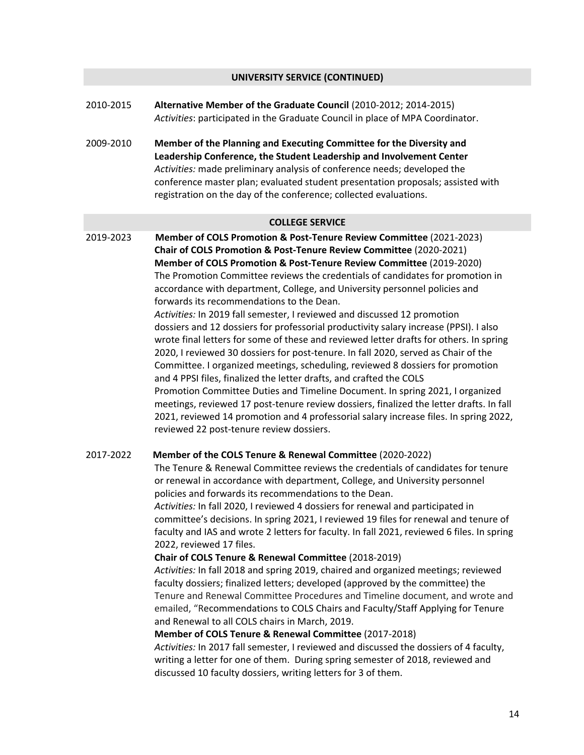## UNIVERSITY SERVICE (CONTINUED)

2010-2015 **Alternative Member of the Graduate Council** (2010-2012; 2014-2015)
*Activities*: participated in the Graduate Council in place of MPA Coordinator.

2009-2010 **Member of the Planning and Executing Committee for the Diversity and Leadership Conference, the Student Leadership and Involvement Center**
*Activities:* made preliminary analysis of conference needs; developed the conference master plan; evaluated student presentation proposals; assisted with registration on the day of the conference; collected evaluations.

## COLLEGE SERVICE

2019-2023 **Member of COLS Promotion & Post-Tenure Review Committee** (2021-2023)
**Chair of COLS Promotion & Post-Tenure Review Committee** (2020-2021)
**Member of COLS Promotion & Post-Tenure Review Committee** (2019-2020)
The Promotion Committee reviews the credentials of candidates for promotion in accordance with department, College, and University personnel policies and forwards its recommendations to the Dean.
*Activities:* In 2019 fall semester, I reviewed and discussed 12 promotion dossiers and 12 dossiers for professorial productivity salary increase (PPSI). I also wrote final letters for some of these and reviewed letter drafts for others. In spring 2020, I reviewed 30 dossiers for post-tenure. In fall 2020, served as Chair of the Committee. I organized meetings, scheduling, reviewed 8 dossiers for promotion and 4 PPSI files, finalized the letter drafts, and crafted the COLS Promotion Committee Duties and Timeline Document. In spring 2021, I organized meetings, reviewed 17 post-tenure review dossiers, finalized the letter drafts. In fall 2021, reviewed 14 promotion and 4 professorial salary increase files. In spring 2022, reviewed 22 post-tenure review dossiers.

2017-2022 **Member of the COLS Tenure & Renewal Committee** (2020-2022)
The Tenure & Renewal Committee reviews the credentials of candidates for tenure or renewal in accordance with department, College, and University personnel policies and forwards its recommendations to the Dean.
*Activities:* In fall 2020, I reviewed 4 dossiers for renewal and participated in committee's decisions. In spring 2021, I reviewed 19 files for renewal and tenure of faculty and IAS and wrote 2 letters for faculty. In fall 2021, reviewed 6 files. In spring 2022, reviewed 17 files.
**Chair of COLS Tenure & Renewal Committee** (2018-2019)
*Activities:* In fall 2018 and spring 2019, chaired and organized meetings; reviewed faculty dossiers; finalized letters; developed (approved by the committee) the Tenure and Renewal Committee Procedures and Timeline document, and wrote and emailed, "Recommendations to COLS Chairs and Faculty/Staff Applying for Tenure and Renewal to all COLS chairs in March, 2019.
**Member of COLS Tenure & Renewal Committee** (2017-2018)
*Activities:* In 2017 fall semester, I reviewed and discussed the dossiers of 4 faculty, writing a letter for one of them. During spring semester of 2018, reviewed and discussed 10 faculty dossiers, writing letters for 3 of them.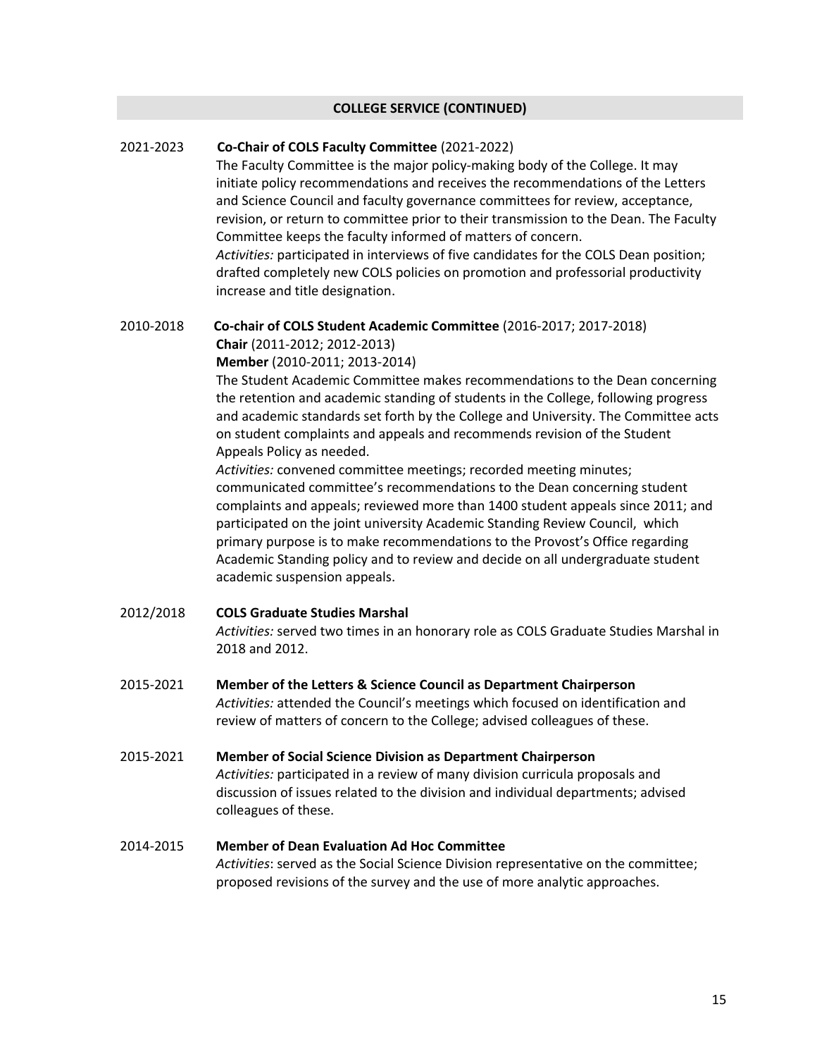## COLLEGE SERVICE (CONTINUED)

2021-2023 **Co-Chair of COLS Faculty Committee** (2021-2022)

The Faculty Committee is the major policy-making body of the College. It may initiate policy recommendations and receives the recommendations of the Letters and Science Council and faculty governance committees for review, acceptance, revision, or return to committee prior to their transmission to the Dean. The Faculty Committee keeps the faculty informed of matters of concern.

*Activities:* participated in interviews of five candidates for the COLS Dean position; drafted completely new COLS policies on promotion and professorial productivity increase and title designation.

2010-2018 **Co-chair of COLS Student Academic Committee** (2016-2017; 2017-2018)
**Chair** (2011-2012; 2012-2013)
**Member** (2010-2011; 2013-2014)

The Student Academic Committee makes recommendations to the Dean concerning the retention and academic standing of students in the College, following progress and academic standards set forth by the College and University. The Committee acts on student complaints and appeals and recommends revision of the Student Appeals Policy as needed.

*Activities:* convened committee meetings; recorded meeting minutes; communicated committee's recommendations to the Dean concerning student complaints and appeals; reviewed more than 1400 student appeals since 2011; and participated on the joint university Academic Standing Review Council, which primary purpose is to make recommendations to the Provost's Office regarding Academic Standing policy and to review and decide on all undergraduate student academic suspension appeals.

2012/2018 **COLS Graduate Studies Marshal**

*Activities:* served two times in an honorary role as COLS Graduate Studies Marshal in 2018 and 2012.

2015-2021 **Member of the Letters & Science Council as Department Chairperson**

*Activities:* attended the Council's meetings which focused on identification and review of matters of concern to the College; advised colleagues of these.

2015-2021 **Member of Social Science Division as Department Chairperson**

*Activities:* participated in a review of many division curricula proposals and discussion of issues related to the division and individual departments; advised colleagues of these.

2014-2015 **Member of Dean Evaluation Ad Hoc Committee**

*Activities*: served as the Social Science Division representative on the committee; proposed revisions of the survey and the use of more analytic approaches.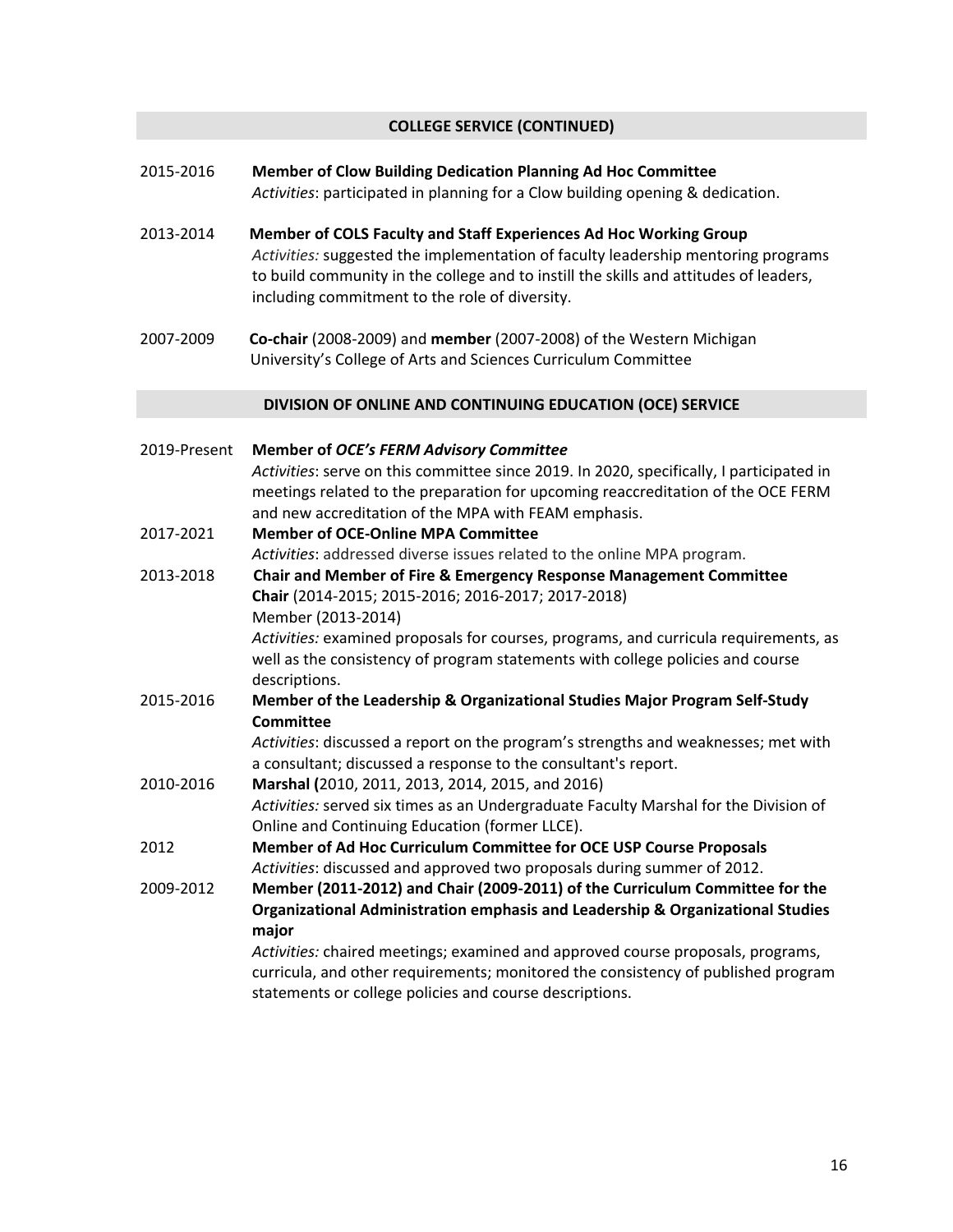## COLLEGE SERVICE (CONTINUED)

2015-2016 **Member of Clow Building Dedication Planning Ad Hoc Committee**
*Activities*: participated in planning for a Clow building opening & dedication.

2013-2014 **Member of COLS Faculty and Staff Experiences Ad Hoc Working Group**
*Activities:* suggested the implementation of faculty leadership mentoring programs to build community in the college and to instill the skills and attitudes of leaders, including commitment to the role of diversity.

2007-2009 **Co-chair** (2008-2009) and **member** (2007-2008) of the Western Michigan University's College of Arts and Sciences Curriculum Committee

## DIVISION OF ONLINE AND CONTINUING EDUCATION (OCE) SERVICE

2019-Present **Member of *OCE's FERM Advisory Committee***
*Activities*: serve on this committee since 2019. In 2020, specifically, I participated in meetings related to the preparation for upcoming reaccreditation of the OCE FERM and new accreditation of the MPA with FEAM emphasis.

2017-2021 **Member of OCE-Online MPA Committee**
*Activities*: addressed diverse issues related to the online MPA program.

2013-2018 **Chair and Member of Fire & Emergency Response Management Committee**
**Chair** (2014-2015; 2015-2016; 2016-2017; 2017-2018)
Member (2013-2014)
*Activities:* examined proposals for courses, programs, and curricula requirements, as well as the consistency of program statements with college policies and course descriptions.

2015-2016 **Member of the Leadership & Organizational Studies Major Program Self-Study Committee**
*Activities*: discussed a report on the program's strengths and weaknesses; met with a consultant; discussed a response to the consultant's report.

2010-2016 **Marshal (**2010, 2011, 2013, 2014, 2015, and 2016)
*Activities:* served six times as an Undergraduate Faculty Marshal for the Division of Online and Continuing Education (former LLCE).

2012 **Member of Ad Hoc Curriculum Committee for OCE USP Course Proposals**
*Activities*: discussed and approved two proposals during summer of 2012.

2009-2012 **Member (2011-2012) and Chair (2009-2011) of the Curriculum Committee for the Organizational Administration emphasis and Leadership & Organizational Studies major**
*Activities:* chaired meetings; examined and approved course proposals, programs, curricula, and other requirements; monitored the consistency of published program statements or college policies and course descriptions.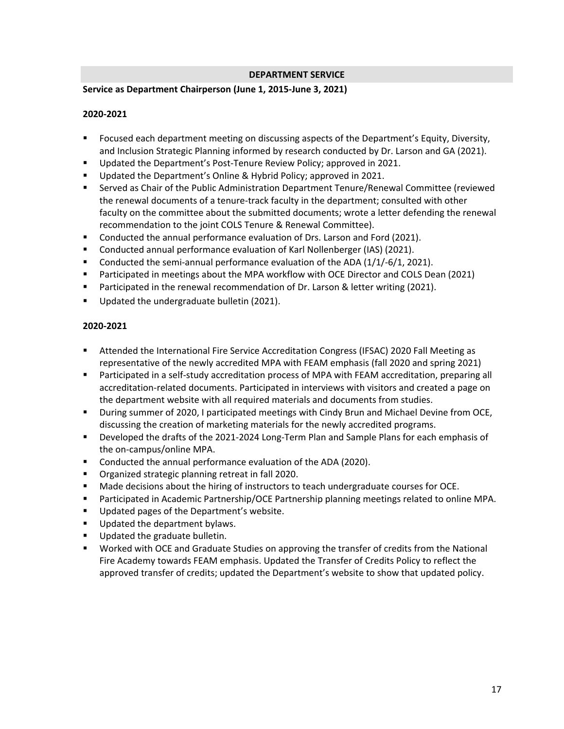## DEPARTMENT SERVICE

**Service as Department Chairperson (June 1, 2015-June 3, 2021)**

**2020-2021**

- Focused each department meeting on discussing aspects of the Department's Equity, Diversity, and Inclusion Strategic Planning informed by research conducted by Dr. Larson and GA (2021).
- Updated the Department's Post-Tenure Review Policy; approved in 2021.
- Updated the Department's Online & Hybrid Policy; approved in 2021.
- Served as Chair of the Public Administration Department Tenure/Renewal Committee (reviewed the renewal documents of a tenure-track faculty in the department; consulted with other faculty on the committee about the submitted documents; wrote a letter defending the renewal recommendation to the joint COLS Tenure & Renewal Committee).
- Conducted the annual performance evaluation of Drs. Larson and Ford (2021).
- Conducted annual performance evaluation of Karl Nollenberger (IAS) (2021).
- Conducted the semi-annual performance evaluation of the ADA (1/1/-6/1, 2021).
- Participated in meetings about the MPA workflow with OCE Director and COLS Dean (2021)
- Participated in the renewal recommendation of Dr. Larson & letter writing (2021).
- Updated the undergraduate bulletin (2021).

**2020-2021**

- Attended the International Fire Service Accreditation Congress (IFSAC) 2020 Fall Meeting as representative of the newly accredited MPA with FEAM emphasis (fall 2020 and spring 2021)
- Participated in a self-study accreditation process of MPA with FEAM accreditation, preparing all accreditation-related documents. Participated in interviews with visitors and created a page on the department website with all required materials and documents from studies.
- During summer of 2020, I participated meetings with Cindy Brun and Michael Devine from OCE, discussing the creation of marketing materials for the newly accredited programs.
- Developed the drafts of the 2021-2024 Long-Term Plan and Sample Plans for each emphasis of the on-campus/online MPA.
- Conducted the annual performance evaluation of the ADA (2020).
- Organized strategic planning retreat in fall 2020.
- Made decisions about the hiring of instructors to teach undergraduate courses for OCE.
- Participated in Academic Partnership/OCE Partnership planning meetings related to online MPA.
- Updated pages of the Department's website.
- Updated the department bylaws.
- Updated the graduate bulletin.
- Worked with OCE and Graduate Studies on approving the transfer of credits from the National Fire Academy towards FEAM emphasis. Updated the Transfer of Credits Policy to reflect the approved transfer of credits; updated the Department's website to show that updated policy.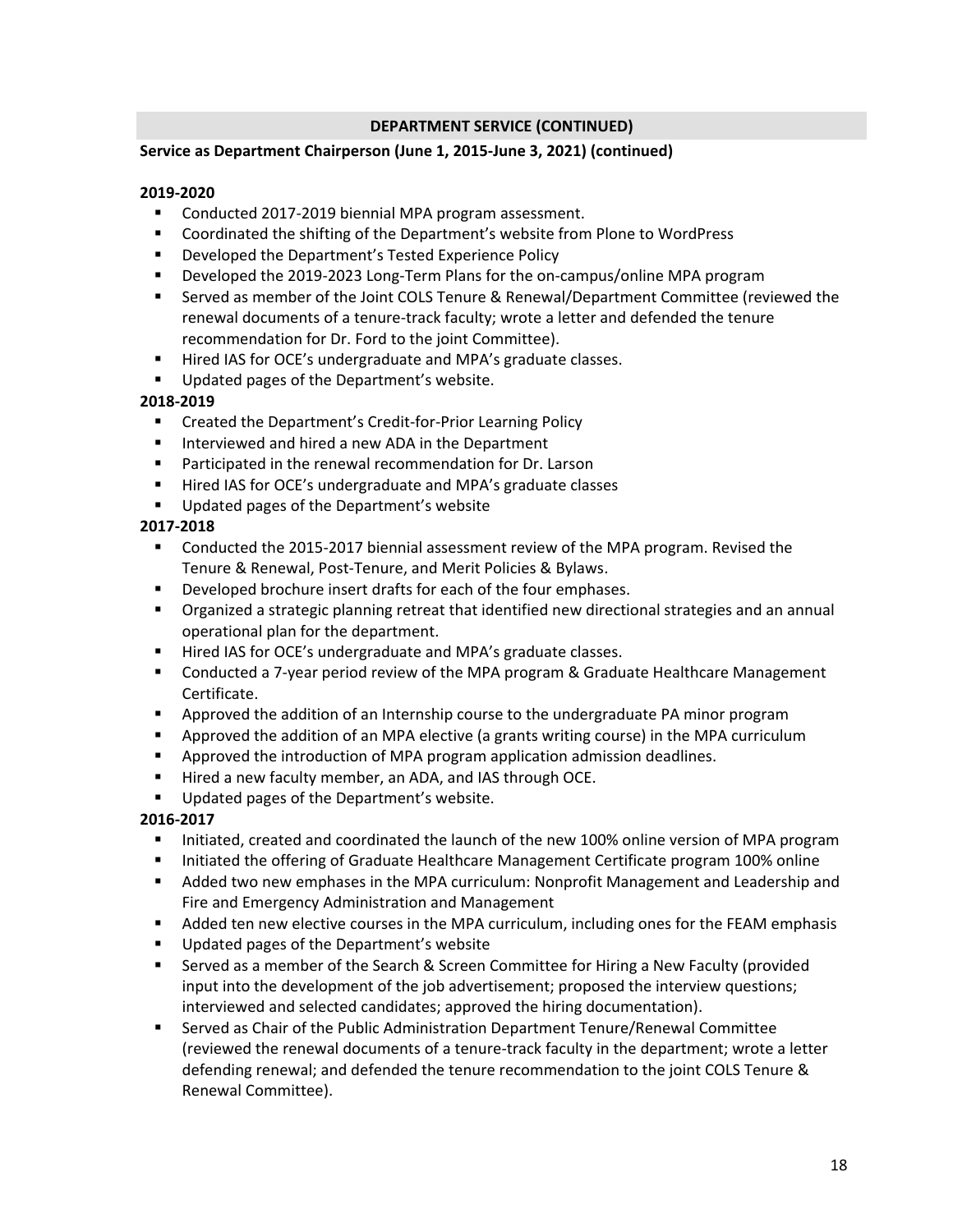## DEPARTMENT SERVICE (CONTINUED)

**Service as Department Chairperson (June 1, 2015-June 3, 2021) (continued)**

**2019-2020**

- Conducted 2017-2019 biennial MPA program assessment.
- Coordinated the shifting of the Department's website from Plone to WordPress
- Developed the Department's Tested Experience Policy
- Developed the 2019-2023 Long-Term Plans for the on-campus/online MPA program
- Served as member of the Joint COLS Tenure & Renewal/Department Committee (reviewed the renewal documents of a tenure-track faculty; wrote a letter and defended the tenure recommendation for Dr. Ford to the joint Committee).
- Hired IAS for OCE's undergraduate and MPA's graduate classes.
- Updated pages of the Department's website.

**2018-2019**

- Created the Department's Credit-for-Prior Learning Policy
- Interviewed and hired a new ADA in the Department
- Participated in the renewal recommendation for Dr. Larson
- Hired IAS for OCE's undergraduate and MPA's graduate classes
- Updated pages of the Department's website

**2017-2018**

- Conducted the 2015-2017 biennial assessment review of the MPA program. Revised the Tenure & Renewal, Post-Tenure, and Merit Policies & Bylaws.
- Developed brochure insert drafts for each of the four emphases.
- Organized a strategic planning retreat that identified new directional strategies and an annual operational plan for the department.
- Hired IAS for OCE's undergraduate and MPA's graduate classes.
- Conducted a 7-year period review of the MPA program & Graduate Healthcare Management Certificate.
- Approved the addition of an Internship course to the undergraduate PA minor program
- Approved the addition of an MPA elective (a grants writing course) in the MPA curriculum
- Approved the introduction of MPA program application admission deadlines.
- Hired a new faculty member, an ADA, and IAS through OCE.
- Updated pages of the Department's website.

**2016-2017**

- Initiated, created and coordinated the launch of the new 100% online version of MPA program
- Initiated the offering of Graduate Healthcare Management Certificate program 100% online
- Added two new emphases in the MPA curriculum: Nonprofit Management and Leadership and Fire and Emergency Administration and Management
- Added ten new elective courses in the MPA curriculum, including ones for the FEAM emphasis
- Updated pages of the Department's website
- Served as a member of the Search & Screen Committee for Hiring a New Faculty (provided input into the development of the job advertisement; proposed the interview questions; interviewed and selected candidates; approved the hiring documentation).
- Served as Chair of the Public Administration Department Tenure/Renewal Committee (reviewed the renewal documents of a tenure-track faculty in the department; wrote a letter defending renewal; and defended the tenure recommendation to the joint COLS Tenure & Renewal Committee).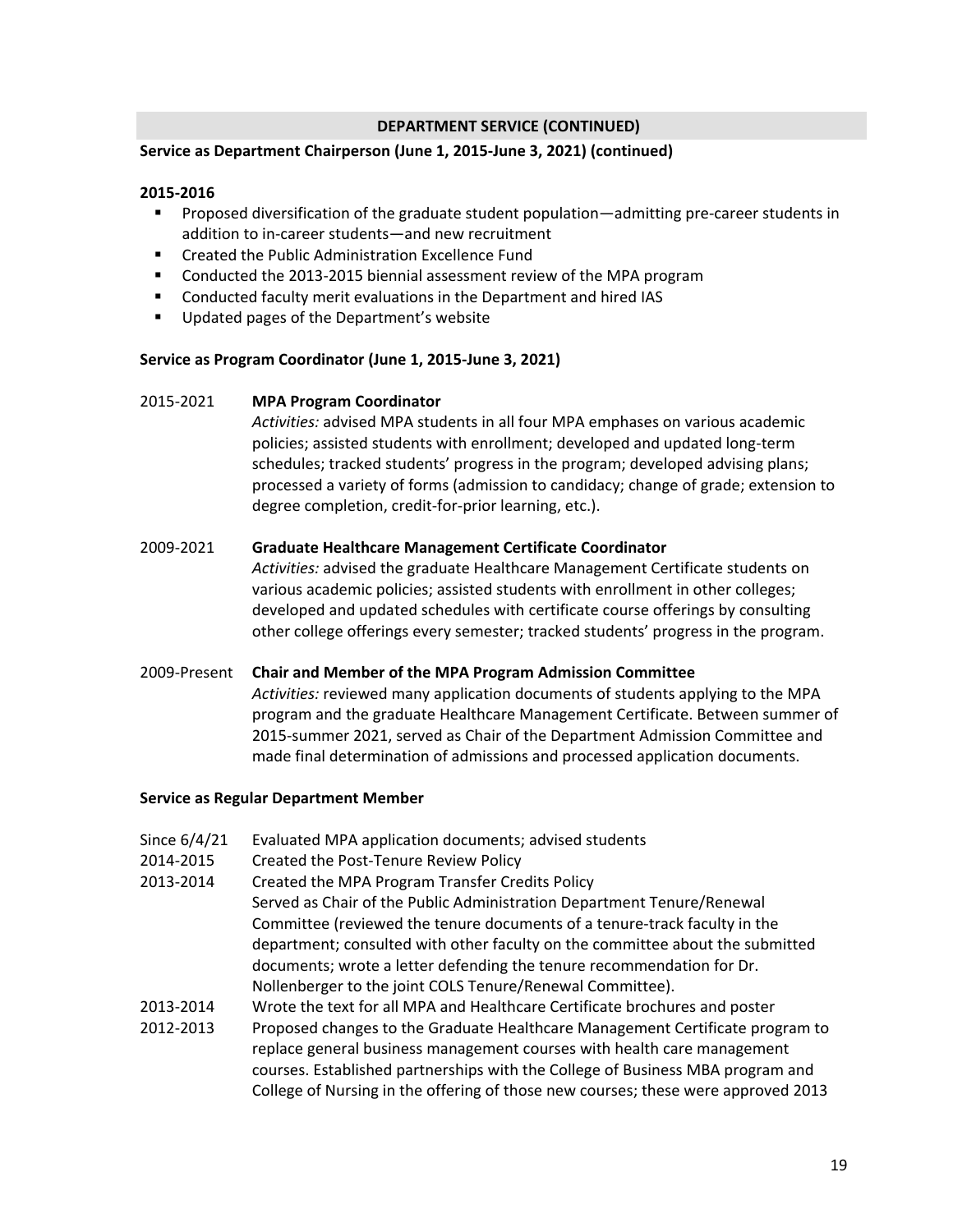## DEPARTMENT SERVICE (CONTINUED)

**Service as Department Chairperson (June 1, 2015-June 3, 2021) (continued)**

**2015-2016**

- Proposed diversification of the graduate student population—admitting pre-career students in addition to in-career students—and new recruitment
- Created the Public Administration Excellence Fund
- Conducted the 2013-2015 biennial assessment review of the MPA program
- Conducted faculty merit evaluations in the Department and hired IAS
- Updated pages of the Department's website

**Service as Program Coordinator (June 1, 2015-June 3, 2021)**

2015-2021 **MPA Program Coordinator**
*Activities:* advised MPA students in all four MPA emphases on various academic policies; assisted students with enrollment; developed and updated long-term schedules; tracked students' progress in the program; developed advising plans; processed a variety of forms (admission to candidacy; change of grade; extension to degree completion, credit-for-prior learning, etc.).

2009-2021 **Graduate Healthcare Management Certificate Coordinator**
*Activities:* advised the graduate Healthcare Management Certificate students on various academic policies; assisted students with enrollment in other colleges; developed and updated schedules with certificate course offerings by consulting other college offerings every semester; tracked students' progress in the program.

2009-Present **Chair and Member of the MPA Program Admission Committee**
*Activities:* reviewed many application documents of students applying to the MPA program and the graduate Healthcare Management Certificate. Between summer of 2015-summer 2021, served as Chair of the Department Admission Committee and made final determination of admissions and processed application documents.

**Service as Regular Department Member**

Since 6/4/21 Evaluated MPA application documents; advised students

2014-2015 Created the Post-Tenure Review Policy

2013-2014 Created the MPA Program Transfer Credits Policy
Served as Chair of the Public Administration Department Tenure/Renewal Committee (reviewed the tenure documents of a tenure-track faculty in the department; consulted with other faculty on the committee about the submitted documents; wrote a letter defending the tenure recommendation for Dr. Nollenberger to the joint COLS Tenure/Renewal Committee).

2013-2014 Wrote the text for all MPA and Healthcare Certificate brochures and poster

2012-2013 Proposed changes to the Graduate Healthcare Management Certificate program to replace general business management courses with health care management courses. Established partnerships with the College of Business MBA program and College of Nursing in the offering of those new courses; these were approved 2013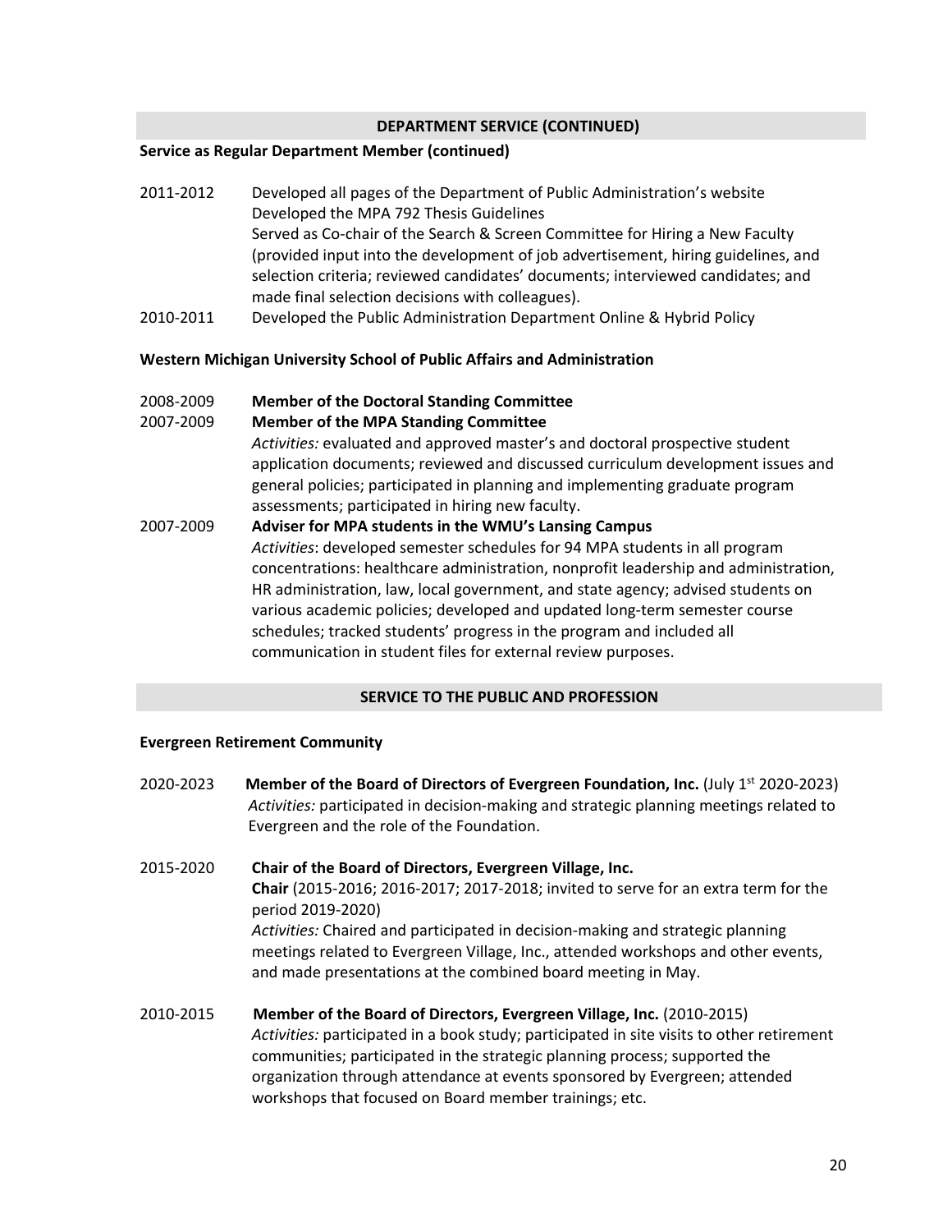## DEPARTMENT SERVICE (CONTINUED)

**Service as Regular Department Member (continued)**

2011-2012 Developed all pages of the Department of Public Administration's website
Developed the MPA 792 Thesis Guidelines
Served as Co-chair of the Search & Screen Committee for Hiring a New Faculty (provided input into the development of job advertisement, hiring guidelines, and selection criteria; reviewed candidates' documents; interviewed candidates; and made final selection decisions with colleagues).

2010-2011 Developed the Public Administration Department Online & Hybrid Policy

**Western Michigan University School of Public Affairs and Administration**

2008-2009 **Member of the Doctoral Standing Committee**

2007-2009 **Member of the MPA Standing Committee**
*Activities:* evaluated and approved master's and doctoral prospective student application documents; reviewed and discussed curriculum development issues and general policies; participated in planning and implementing graduate program assessments; participated in hiring new faculty.

2007-2009 **Adviser for MPA students in the WMU's Lansing Campus**
*Activities*: developed semester schedules for 94 MPA students in all program concentrations: healthcare administration, nonprofit leadership and administration, HR administration, law, local government, and state agency; advised students on various academic policies; developed and updated long-term semester course schedules; tracked students' progress in the program and included all communication in student files for external review purposes.

## SERVICE TO THE PUBLIC AND PROFESSION

**Evergreen Retirement Community**

2020-2023 **Member of the Board of Directors of Evergreen Foundation, Inc.** (July 1st 2020-2023)
*Activities:* participated in decision-making and strategic planning meetings related to Evergreen and the role of the Foundation.

2015-2020 **Chair of the Board of Directors, Evergreen Village, Inc.**
**Chair** (2015-2016; 2016-2017; 2017-2018; invited to serve for an extra term for the period 2019-2020)
*Activities:* Chaired and participated in decision-making and strategic planning meetings related to Evergreen Village, Inc., attended workshops and other events, and made presentations at the combined board meeting in May.

2010-2015 **Member of the Board of Directors, Evergreen Village, Inc.** (2010-2015)
*Activities:* participated in a book study; participated in site visits to other retirement communities; participated in the strategic planning process; supported the organization through attendance at events sponsored by Evergreen; attended workshops that focused on Board member trainings; etc.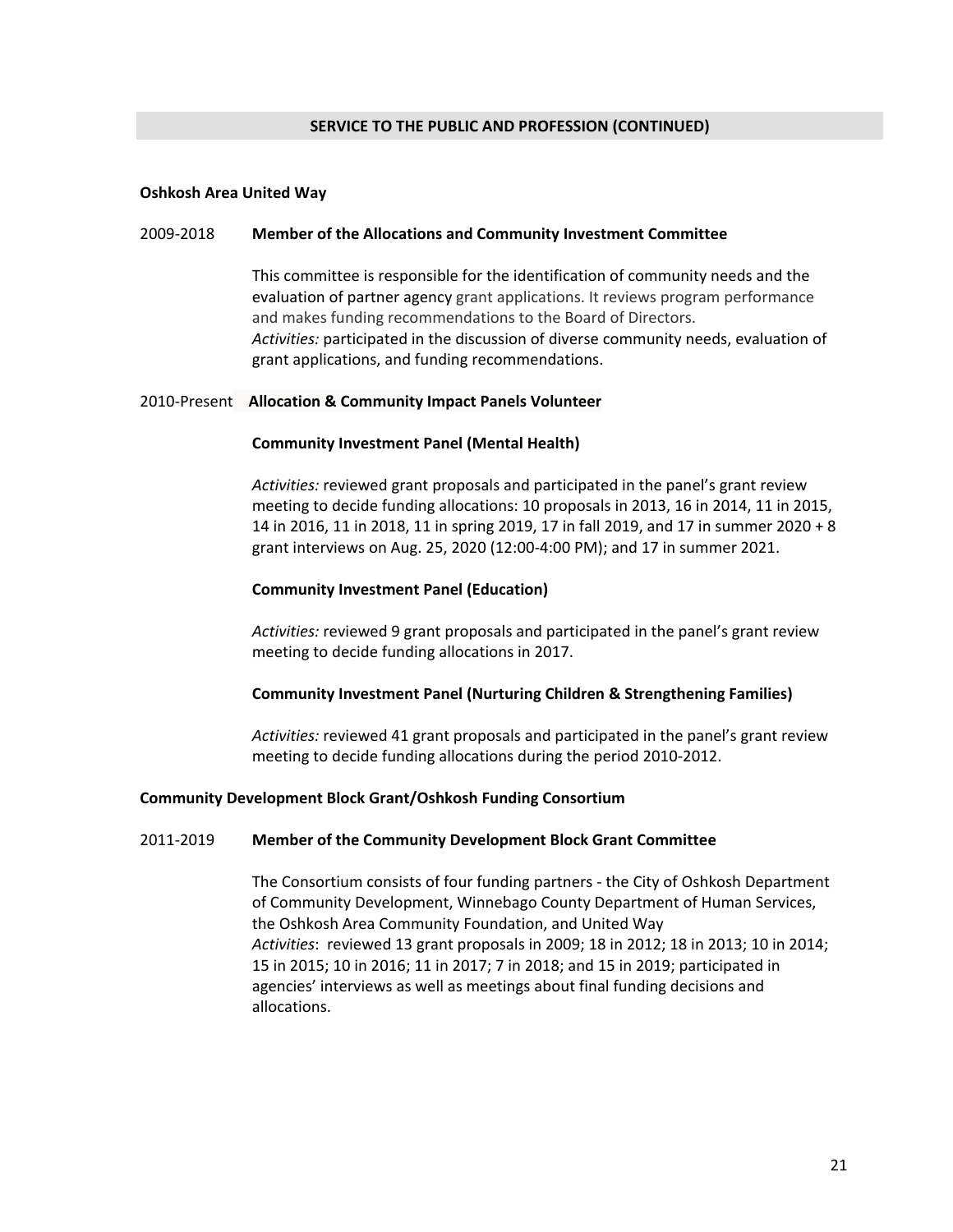## SERVICE TO THE PUBLIC AND PROFESSION (CONTINUED)

**Oshkosh Area United Way**

2009-2018 **Member of the Allocations and Community Investment Committee**

This committee is responsible for the identification of community needs and the evaluation of partner agency grant applications. It reviews program performance and makes funding recommendations to the Board of Directors.
*Activities:* participated in the discussion of diverse community needs, evaluation of grant applications, and funding recommendations.

2010-Present **Allocation & Community Impact Panels Volunteer**

**Community Investment Panel (Mental Health)**

*Activities:* reviewed grant proposals and participated in the panel's grant review meeting to decide funding allocations: 10 proposals in 2013, 16 in 2014, 11 in 2015, 14 in 2016, 11 in 2018, 11 in spring 2019, 17 in fall 2019, and 17 in summer 2020 + 8 grant interviews on Aug. 25, 2020 (12:00-4:00 PM); and 17 in summer 2021.

**Community Investment Panel (Education)**

*Activities:* reviewed 9 grant proposals and participated in the panel's grant review meeting to decide funding allocations in 2017.

**Community Investment Panel (Nurturing Children & Strengthening Families)**

*Activities:* reviewed 41 grant proposals and participated in the panel's grant review meeting to decide funding allocations during the period 2010-2012.

**Community Development Block Grant/Oshkosh Funding Consortium**

2011-2019 **Member of the Community Development Block Grant Committee**

The Consortium consists of four funding partners - the City of Oshkosh Department of Community Development, Winnebago County Department of Human Services, the Oshkosh Area Community Foundation, and United Way
*Activities*: reviewed 13 grant proposals in 2009; 18 in 2012; 18 in 2013; 10 in 2014; 15 in 2015; 10 in 2016; 11 in 2017; 7 in 2018; and 15 in 2019; participated in agencies' interviews as well as meetings about final funding decisions and allocations.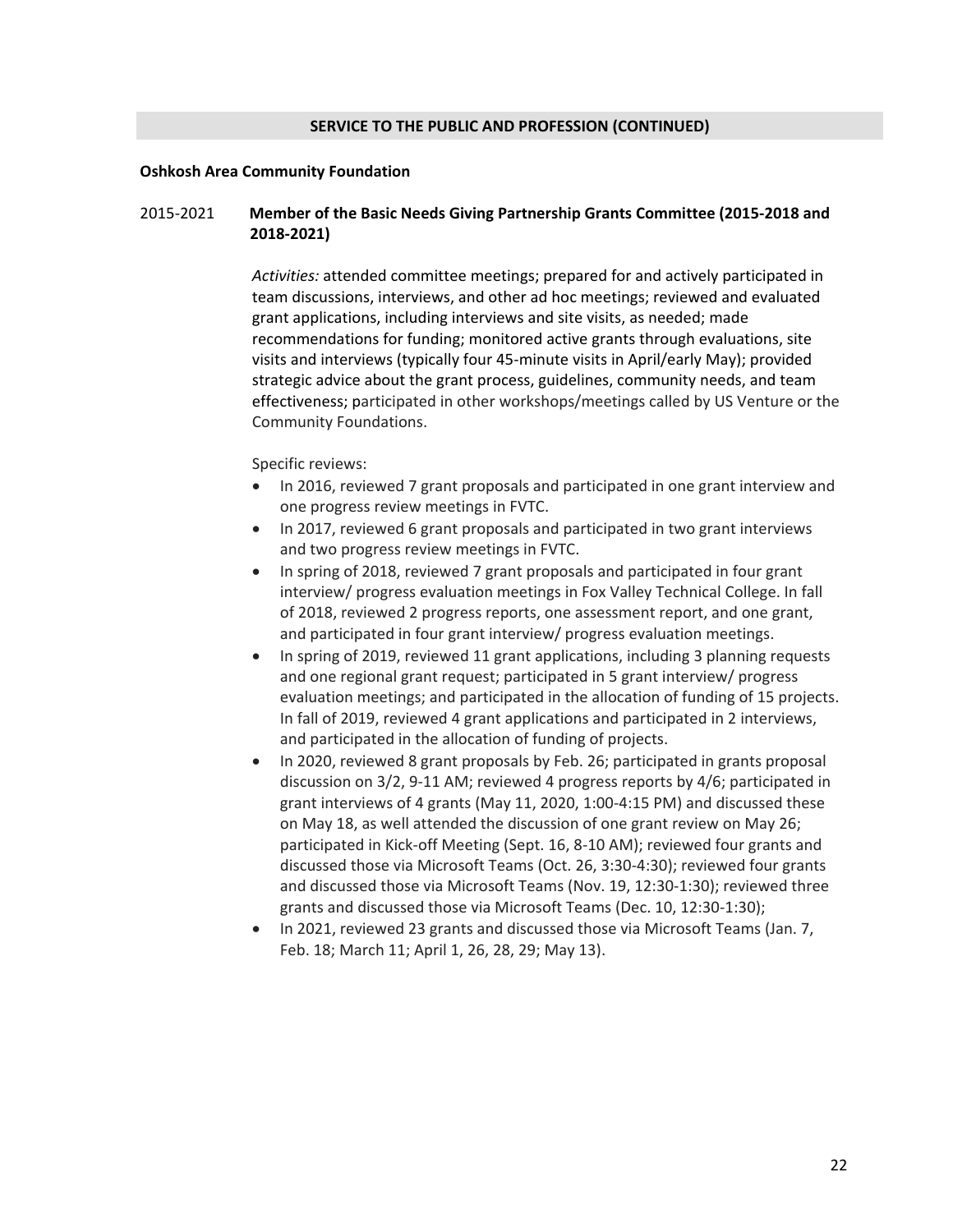## SERVICE TO THE PUBLIC AND PROFESSION (CONTINUED)

**Oshkosh Area Community Foundation**

2015-2021 **Member of the Basic Needs Giving Partnership Grants Committee (2015-2018 and 2018-2021)**

*Activities:* attended committee meetings; prepared for and actively participated in team discussions, interviews, and other ad hoc meetings; reviewed and evaluated grant applications, including interviews and site visits, as needed; made recommendations for funding; monitored active grants through evaluations, site visits and interviews (typically four 45-minute visits in April/early May); provided strategic advice about the grant process, guidelines, community needs, and team effectiveness; participated in other workshops/meetings called by US Venture or the Community Foundations.

Specific reviews:

- In 2016, reviewed 7 grant proposals and participated in one grant interview and one progress review meetings in FVTC.
- In 2017, reviewed 6 grant proposals and participated in two grant interviews and two progress review meetings in FVTC.
- In spring of 2018, reviewed 7 grant proposals and participated in four grant interview/ progress evaluation meetings in Fox Valley Technical College. In fall of 2018, reviewed 2 progress reports, one assessment report, and one grant, and participated in four grant interview/ progress evaluation meetings.
- In spring of 2019, reviewed 11 grant applications, including 3 planning requests and one regional grant request; participated in 5 grant interview/ progress evaluation meetings; and participated in the allocation of funding of 15 projects. In fall of 2019, reviewed 4 grant applications and participated in 2 interviews, and participated in the allocation of funding of projects.
- In 2020, reviewed 8 grant proposals by Feb. 26; participated in grants proposal discussion on 3/2, 9-11 AM; reviewed 4 progress reports by 4/6; participated in grant interviews of 4 grants (May 11, 2020, 1:00-4:15 PM) and discussed these on May 18, as well attended the discussion of one grant review on May 26; participated in Kick-off Meeting (Sept. 16, 8-10 AM); reviewed four grants and discussed those via Microsoft Teams (Oct. 26, 3:30-4:30); reviewed four grants and discussed those via Microsoft Teams (Nov. 19, 12:30-1:30); reviewed three grants and discussed those via Microsoft Teams (Dec. 10, 12:30-1:30);
- In 2021, reviewed 23 grants and discussed those via Microsoft Teams (Jan. 7, Feb. 18; March 11; April 1, 26, 28, 29; May 13).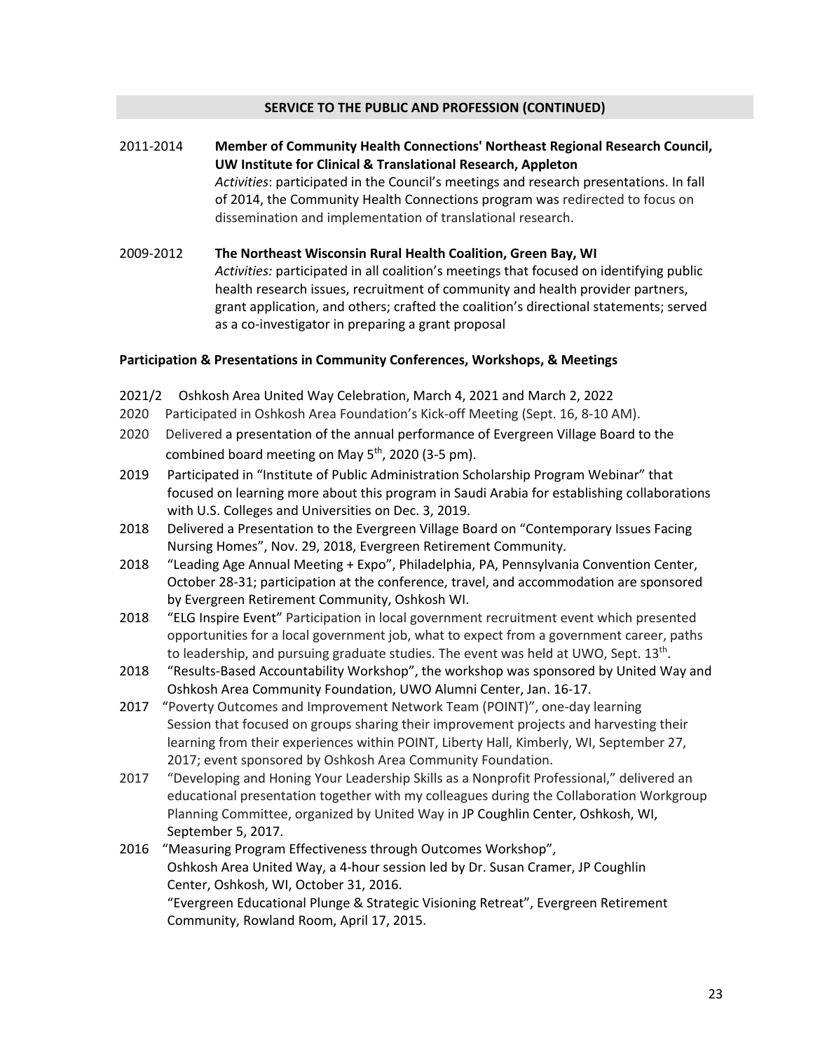## SERVICE TO THE PUBLIC AND PROFESSION (CONTINUED)

2011-2014 **Member of Community Health Connections' Northeast Regional Research Council, UW Institute for Clinical & Translational Research, Appleton**
*Activities*: participated in the Council's meetings and research presentations. In fall of 2014, the Community Health Connections program was redirected to focus on dissemination and implementation of translational research.

2009-2012 **The Northeast Wisconsin Rural Health Coalition, Green Bay, WI**
*Activities:* participated in all coalition's meetings that focused on identifying public health research issues, recruitment of community and health provider partners, grant application, and others; crafted the coalition's directional statements; served as a co-investigator in preparing a grant proposal

**Participation & Presentations in Community Conferences, Workshops, & Meetings**

2021/2 Oshkosh Area United Way Celebration, March 4, 2021 and March 2, 2022

2020 Participated in Oshkosh Area Foundation's Kick-off Meeting (Sept. 16, 8-10 AM).

2020 Delivered a presentation of the annual performance of Evergreen Village Board to the combined board meeting on May 5th, 2020 (3-5 pm).

2019 Participated in "Institute of Public Administration Scholarship Program Webinar" that focused on learning more about this program in Saudi Arabia for establishing collaborations with U.S. Colleges and Universities on Dec. 3, 2019.

2018 Delivered a Presentation to the Evergreen Village Board on "Contemporary Issues Facing Nursing Homes", Nov. 29, 2018, Evergreen Retirement Community.

2018 "Leading Age Annual Meeting + Expo", Philadelphia, PA, Pennsylvania Convention Center, October 28-31; participation at the conference, travel, and accommodation are sponsored by Evergreen Retirement Community, Oshkosh WI.

2018 "ELG Inspire Event" Participation in local government recruitment event which presented opportunities for a local government job, what to expect from a government career, paths to leadership, and pursuing graduate studies. The event was held at UWO, Sept. 13th.

2018 "Results-Based Accountability Workshop", the workshop was sponsored by United Way and Oshkosh Area Community Foundation, UWO Alumni Center, Jan. 16-17.

2017 "Poverty Outcomes and Improvement Network Team (POINT)", one-day learning Session that focused on groups sharing their improvement projects and harvesting their learning from their experiences within POINT, Liberty Hall, Kimberly, WI, September 27, 2017; event sponsored by Oshkosh Area Community Foundation.

2017 "Developing and Honing Your Leadership Skills as a Nonprofit Professional," delivered an educational presentation together with my colleagues during the Collaboration Workgroup Planning Committee, organized by United Way in JP Coughlin Center, Oshkosh, WI, September 5, 2017.

2016 "Measuring Program Effectiveness through Outcomes Workshop", Oshkosh Area United Way, a 4-hour session led by Dr. Susan Cramer, JP Coughlin Center, Oshkosh, WI, October 31, 2016.
"Evergreen Educational Plunge & Strategic Visioning Retreat", Evergreen Retirement Community, Rowland Room, April 17, 2015.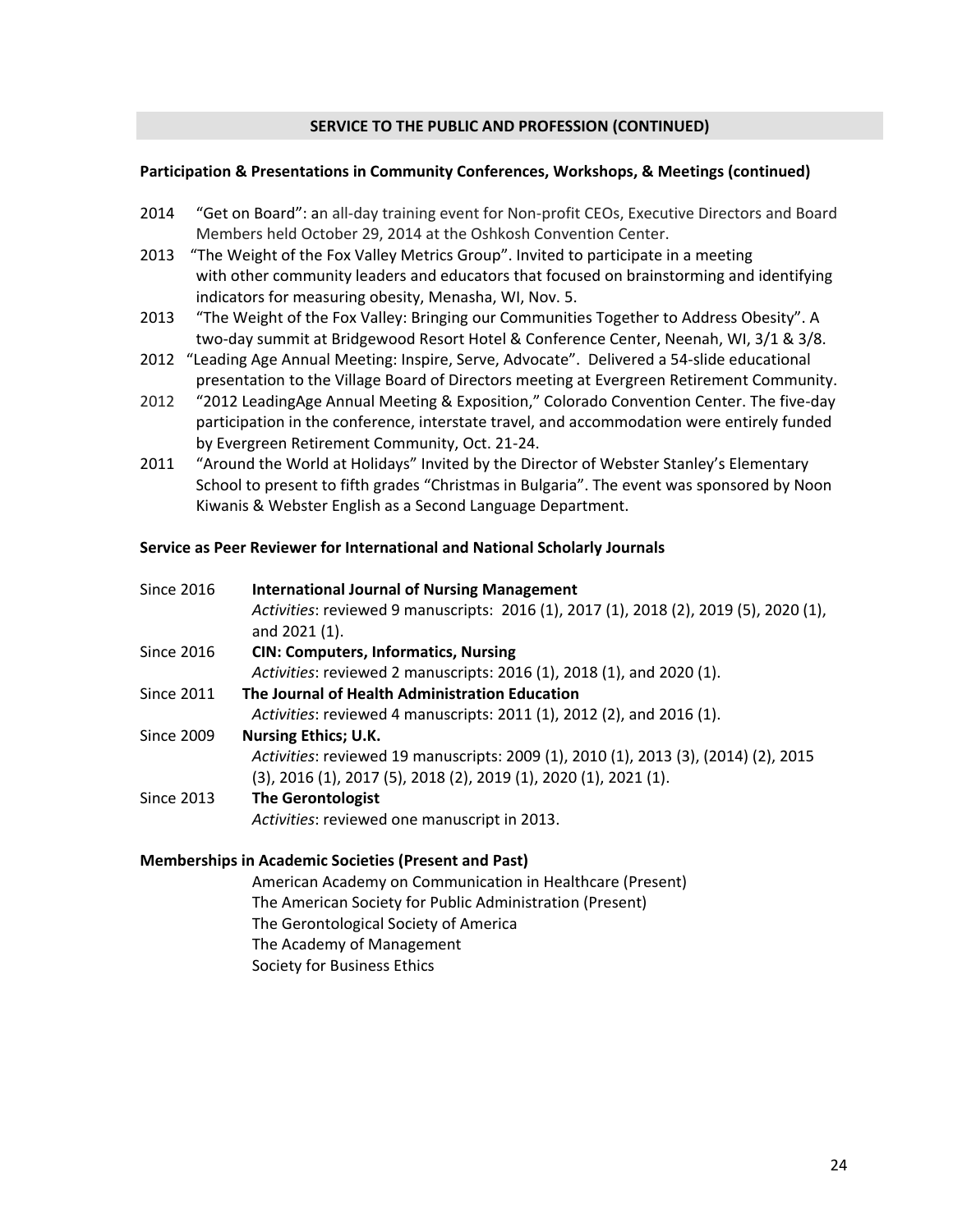## SERVICE TO THE PUBLIC AND PROFESSION (CONTINUED)

### Participation & Presentations in Community Conferences, Workshops, & Meetings (continued)

2014 "Get on Board": an all-day training event for Non-profit CEOs, Executive Directors and Board Members held October 29, 2014 at the Oshkosh Convention Center.

2013 "The Weight of the Fox Valley Metrics Group". Invited to participate in a meeting with other community leaders and educators that focused on brainstorming and identifying indicators for measuring obesity, Menasha, WI, Nov. 5.

2013 "The Weight of the Fox Valley: Bringing our Communities Together to Address Obesity". A two-day summit at Bridgewood Resort Hotel & Conference Center, Neenah, WI, 3/1 & 3/8.

2012 "Leading Age Annual Meeting: Inspire, Serve, Advocate". Delivered a 54-slide educational presentation to the Village Board of Directors meeting at Evergreen Retirement Community.

2012 "2012 LeadingAge Annual Meeting & Exposition," Colorado Convention Center. The five-day participation in the conference, interstate travel, and accommodation were entirely funded by Evergreen Retirement Community, Oct. 21-24.

2011 "Around the World at Holidays" Invited by the Director of Webster Stanley's Elementary School to present to fifth grades "Christmas in Bulgaria". The event was sponsored by Noon Kiwanis & Webster English as a Second Language Department.

### Service as Peer Reviewer for International and National Scholarly Journals

Since 2016 **International Journal of Nursing Management**
*Activities*: reviewed 9 manuscripts: 2016 (1), 2017 (1), 2018 (2), 2019 (5), 2020 (1), and 2021 (1).

Since 2016 **CIN: Computers, Informatics, Nursing**
*Activities*: reviewed 2 manuscripts: 2016 (1), 2018 (1), and 2020 (1).

Since 2011 **The Journal of Health Administration Education**
*Activities*: reviewed 4 manuscripts: 2011 (1), 2012 (2), and 2016 (1).

Since 2009 **Nursing Ethics; U.K.**
*Activities*: reviewed 19 manuscripts: 2009 (1), 2010 (1), 2013 (3), (2014) (2), 2015 (3), 2016 (1), 2017 (5), 2018 (2), 2019 (1), 2020 (1), 2021 (1).

Since 2013 **The Gerontologist**
*Activities*: reviewed one manuscript in 2013.

### Memberships in Academic Societies (Present and Past)

American Academy on Communication in Healthcare (Present)
The American Society for Public Administration (Present)
The Gerontological Society of America
The Academy of Management
Society for Business Ethics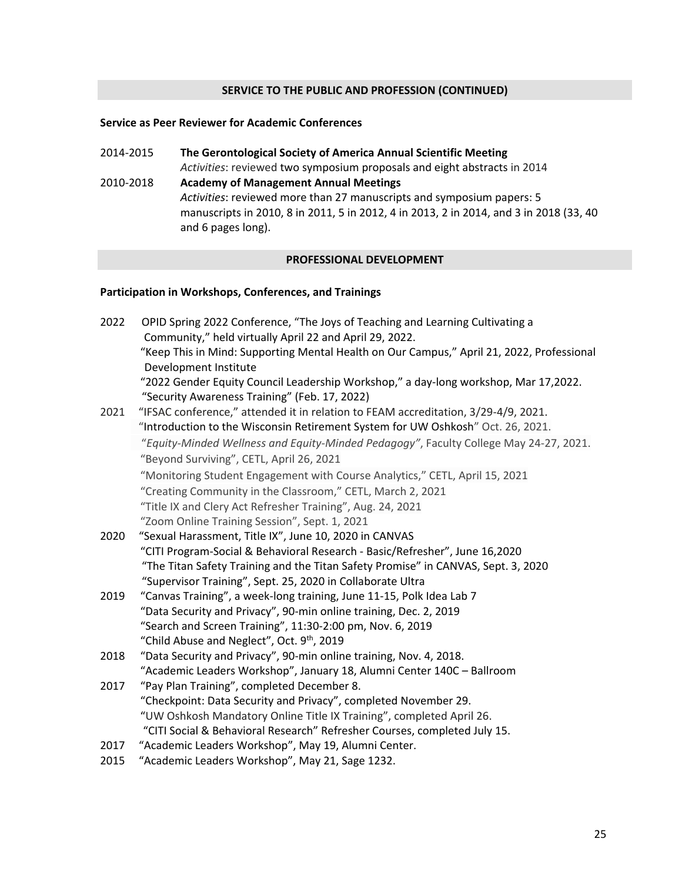## SERVICE TO THE PUBLIC AND PROFESSION (CONTINUED)

**Service as Peer Reviewer for Academic Conferences**

2014-2015 **The Gerontological Society of America Annual Scientific Meeting**
*Activities*: reviewed two symposium proposals and eight abstracts in 2014

2010-2018 **Academy of Management Annual Meetings**
*Activities*: reviewed more than 27 manuscripts and symposium papers: 5 manuscripts in 2010, 8 in 2011, 5 in 2012, 4 in 2013, 2 in 2014, and 3 in 2018 (33, 40 and 6 pages long).

## PROFESSIONAL DEVELOPMENT

**Participation in Workshops, Conferences, and Trainings**

2022 OPID Spring 2022 Conference, "The Joys of Teaching and Learning Cultivating a Community," held virtually April 22 and April 29, 2022.
"Keep This in Mind: Supporting Mental Health on Our Campus," April 21, 2022, Professional Development Institute
"2022 Gender Equity Council Leadership Workshop," a day-long workshop, Mar 17,2022.
"Security Awareness Training" (Feb. 17, 2022)

2021 "IFSAC conference," attended it in relation to FEAM accreditation, 3/29-4/9, 2021.
"Introduction to the Wisconsin Retirement System for UW Oshkosh" Oct. 26, 2021.
"*Equity-Minded Wellness and Equity-Minded Pedagogy*", Faculty College May 24-27, 2021.
"Beyond Surviving", CETL, April 26, 2021
"Monitoring Student Engagement with Course Analytics," CETL, April 15, 2021
"Creating Community in the Classroom," CETL, March 2, 2021
"Title IX and Clery Act Refresher Training", Aug. 24, 2021
"Zoom Online Training Session", Sept. 1, 2021

2020 "Sexual Harassment, Title IX", June 10, 2020 in CANVAS
"CITI Program-Social & Behavioral Research - Basic/Refresher", June 16,2020
"The Titan Safety Training and the Titan Safety Promise" in CANVAS, Sept. 3, 2020
"Supervisor Training", Sept. 25, 2020 in Collaborate Ultra

2019 "Canvas Training", a week-long training, June 11-15, Polk Idea Lab 7
"Data Security and Privacy", 90-min online training, Dec. 2, 2019
"Search and Screen Training", 11:30-2:00 pm, Nov. 6, 2019
"Child Abuse and Neglect", Oct. 9th, 2019

2018 "Data Security and Privacy", 90-min online training, Nov. 4, 2018.
"Academic Leaders Workshop", January 18, Alumni Center 140C – Ballroom

2017 "Pay Plan Training", completed December 8.
"Checkpoint: Data Security and Privacy", completed November 29.
"UW Oshkosh Mandatory Online Title IX Training", completed April 26.
"CITI Social & Behavioral Research" Refresher Courses, completed July 15.

2017 "Academic Leaders Workshop", May 19, Alumni Center.

2015 "Academic Leaders Workshop", May 21, Sage 1232.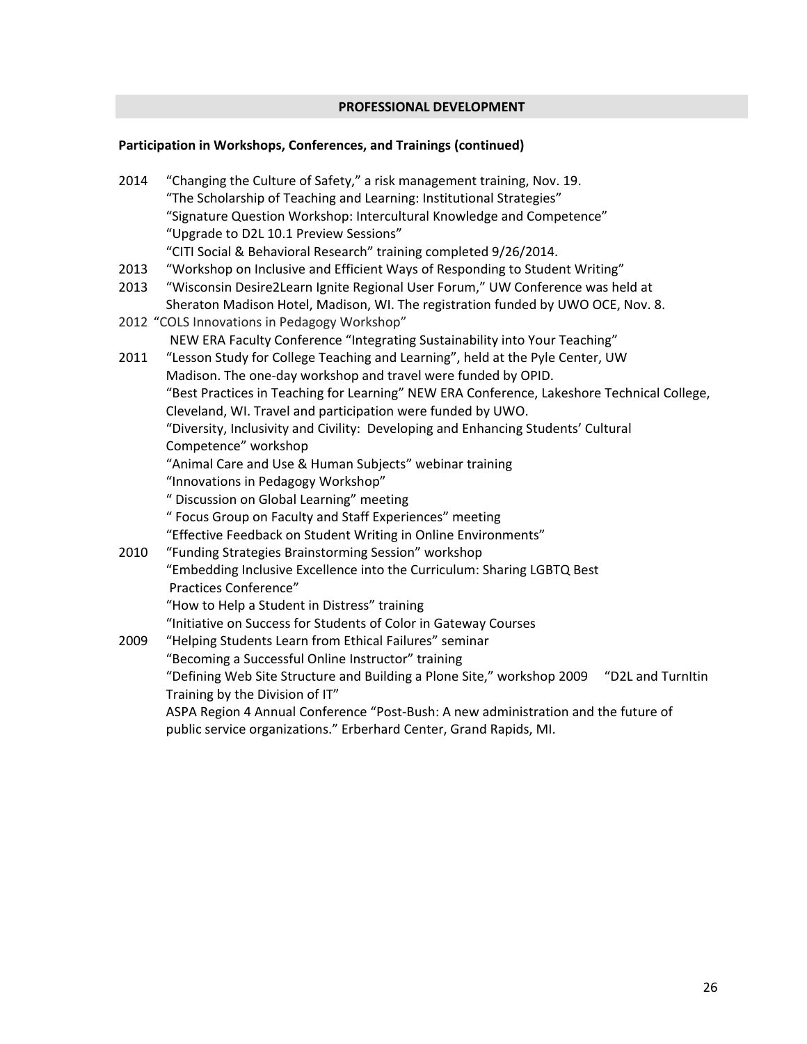## PROFESSIONAL DEVELOPMENT

### Participation in Workshops, Conferences, and Trainings (continued)

2014 "Changing the Culture of Safety," a risk management training, Nov. 19.
"The Scholarship of Teaching and Learning: Institutional Strategies"
"Signature Question Workshop: Intercultural Knowledge and Competence"
"Upgrade to D2L 10.1 Preview Sessions"
"CITI Social & Behavioral Research" training completed 9/26/2014.

2013 "Workshop on Inclusive and Efficient Ways of Responding to Student Writing"

2013 "Wisconsin Desire2Learn Ignite Regional User Forum," UW Conference was held at Sheraton Madison Hotel, Madison, WI. The registration funded by UWO OCE, Nov. 8.

2012 "COLS Innovations in Pedagogy Workshop"
NEW ERA Faculty Conference "Integrating Sustainability into Your Teaching"

2011 "Lesson Study for College Teaching and Learning", held at the Pyle Center, UW Madison. The one-day workshop and travel were funded by OPID.
"Best Practices in Teaching for Learning" NEW ERA Conference, Lakeshore Technical College, Cleveland, WI. Travel and participation were funded by UWO.
"Diversity, Inclusivity and Civility: Developing and Enhancing Students' Cultural Competence" workshop
"Animal Care and Use & Human Subjects" webinar training
"Innovations in Pedagogy Workshop"
" Discussion on Global Learning" meeting
" Focus Group on Faculty and Staff Experiences" meeting
"Effective Feedback on Student Writing in Online Environments"

2010 "Funding Strategies Brainstorming Session" workshop
"Embedding Inclusive Excellence into the Curriculum: Sharing LGBTQ Best Practices Conference"
"How to Help a Student in Distress" training
"Initiative on Success for Students of Color in Gateway Courses

2009 "Helping Students Learn from Ethical Failures" seminar
"Becoming a Successful Online Instructor" training
"Defining Web Site Structure and Building a Plone Site," workshop 2009 "D2L and TurnItin Training by the Division of IT"
ASPA Region 4 Annual Conference "Post-Bush: A new administration and the future of public service organizations." Erberhard Center, Grand Rapids, MI.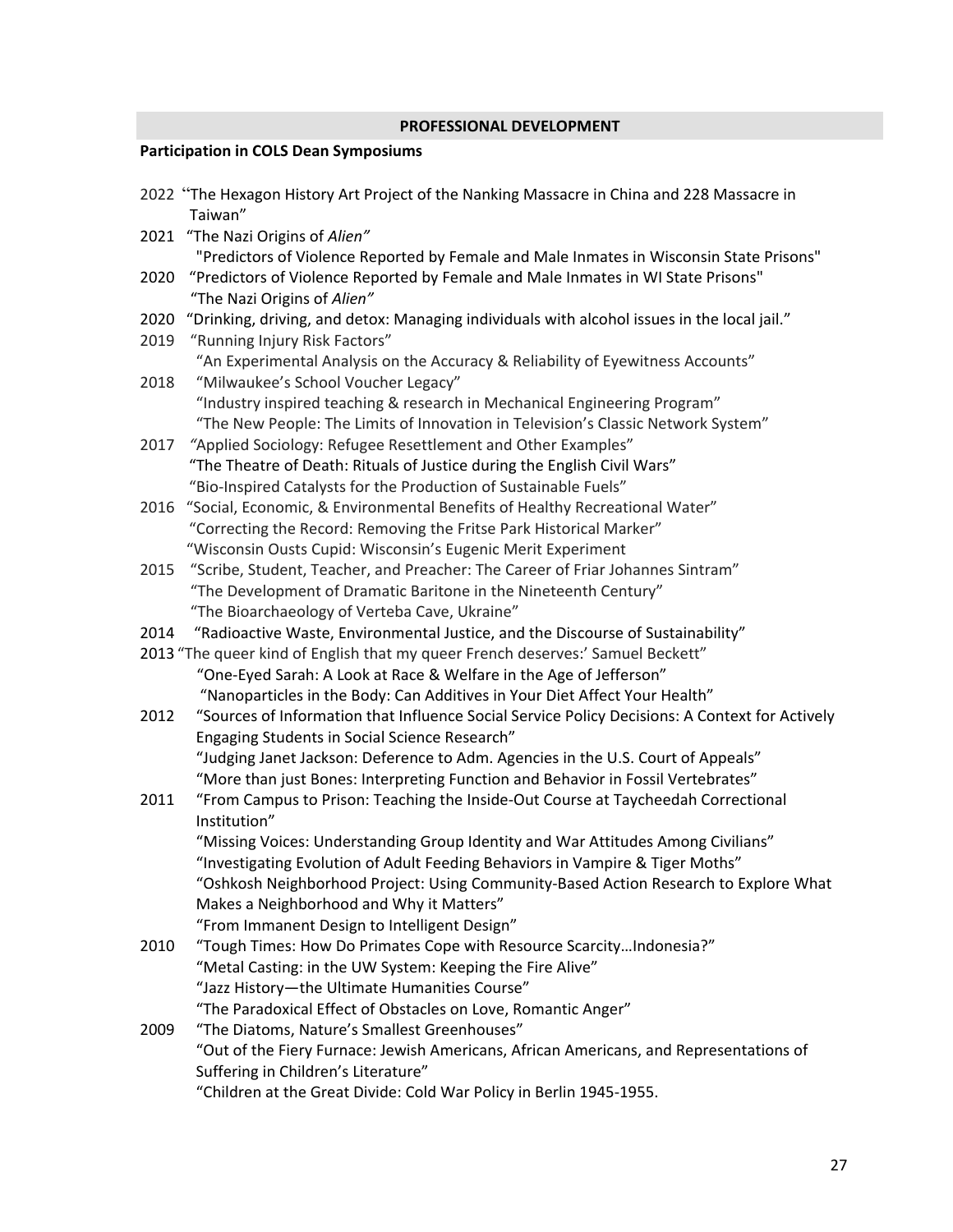## PROFESSIONAL DEVELOPMENT

**Participation in COLS Dean Symposiums**

2022 "The Hexagon History Art Project of the Nanking Massacre in China and 228 Massacre in Taiwan"

2021 "The Nazi Origins of *Alien"*
"Predictors of Violence Reported by Female and Male Inmates in Wisconsin State Prisons"

2020 "Predictors of Violence Reported by Female and Male Inmates in WI State Prisons"
"The Nazi Origins of *Alien"*

2020 "Drinking, driving, and detox: Managing individuals with alcohol issues in the local jail."

2019 "Running Injury Risk Factors"
"An Experimental Analysis on the Accuracy & Reliability of Eyewitness Accounts"

2018 "Milwaukee's School Voucher Legacy"
"Industry inspired teaching & research in Mechanical Engineering Program"
"The New People: The Limits of Innovation in Television's Classic Network System"

2017 *"*Applied Sociology: Refugee Resettlement and Other Examples"
"The Theatre of Death: Rituals of Justice during the English Civil Wars"
"Bio-Inspired Catalysts for the Production of Sustainable Fuels"

2016 "Social, Economic, & Environmental Benefits of Healthy Recreational Water"
"Correcting the Record: Removing the Fritse Park Historical Marker"
"Wisconsin Ousts Cupid: Wisconsin's Eugenic Merit Experiment

2015 "Scribe, Student, Teacher, and Preacher: The Career of Friar Johannes Sintram"
"The Development of Dramatic Baritone in the Nineteenth Century"
"The Bioarchaeology of Verteba Cave, Ukraine"

2014 "Radioactive Waste, Environmental Justice, and the Discourse of Sustainability"

2013 "The queer kind of English that my queer French deserves:' Samuel Beckett"
"One-Eyed Sarah: A Look at Race & Welfare in the Age of Jefferson"
"Nanoparticles in the Body: Can Additives in Your Diet Affect Your Health"

2012 "Sources of Information that Influence Social Service Policy Decisions: A Context for Actively Engaging Students in Social Science Research"
"Judging Janet Jackson: Deference to Adm. Agencies in the U.S. Court of Appeals"
"More than just Bones: Interpreting Function and Behavior in Fossil Vertebrates"

2011 "From Campus to Prison: Teaching the Inside-Out Course at Taycheedah Correctional Institution"
"Missing Voices: Understanding Group Identity and War Attitudes Among Civilians"
"Investigating Evolution of Adult Feeding Behaviors in Vampire & Tiger Moths"
"Oshkosh Neighborhood Project: Using Community-Based Action Research to Explore What Makes a Neighborhood and Why it Matters"
"From Immanent Design to Intelligent Design"

2010 "Tough Times: How Do Primates Cope with Resource Scarcity…Indonesia?"
"Metal Casting: in the UW System: Keeping the Fire Alive"
"Jazz History—the Ultimate Humanities Course"
"The Paradoxical Effect of Obstacles on Love, Romantic Anger"

2009 "The Diatoms, Nature's Smallest Greenhouses"
"Out of the Fiery Furnace: Jewish Americans, African Americans, and Representations of Suffering in Children's Literature"
"Children at the Great Divide: Cold War Policy in Berlin 1945-1955.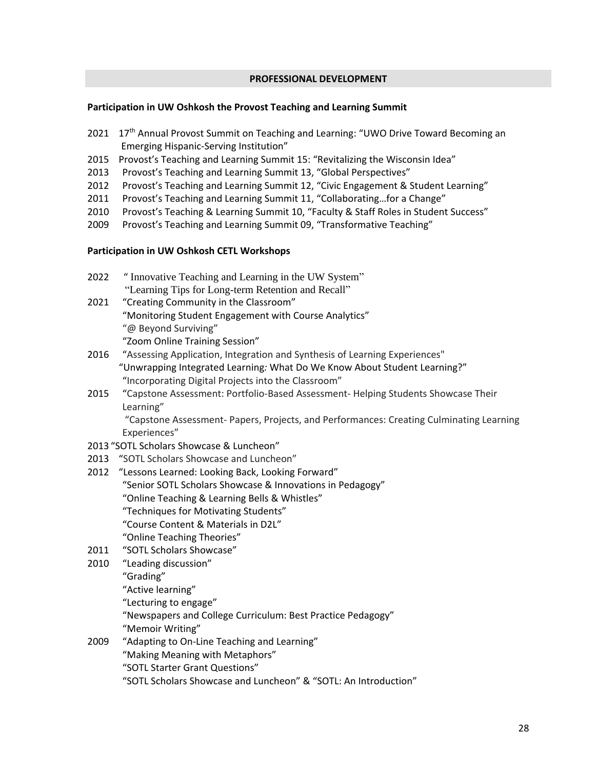## PROFESSIONAL DEVELOPMENT

**Participation in UW Oshkosh the Provost Teaching and Learning Summit**

- 2021 17th Annual Provost Summit on Teaching and Learning: "UWO Drive Toward Becoming an Emerging Hispanic-Serving Institution"
- 2015 Provost's Teaching and Learning Summit 15: "Revitalizing the Wisconsin Idea"
- 2013 Provost's Teaching and Learning Summit 13, "Global Perspectives"
- 2012 Provost's Teaching and Learning Summit 12, "Civic Engagement & Student Learning"
- 2011 Provost's Teaching and Learning Summit 11, "Collaborating…for a Change"
- 2010 Provost's Teaching & Learning Summit 10, "Faculty & Staff Roles in Student Success"
- 2009 Provost's Teaching and Learning Summit 09, "Transformative Teaching"

**Participation in UW Oshkosh CETL Workshops**

- 2022 " Innovative Teaching and Learning in the UW System"
  "Learning Tips for Long-term Retention and Recall"
- 2021 "Creating Community in the Classroom"
  "Monitoring Student Engagement with Course Analytics"
  "@ Beyond Surviving"
  "Zoom Online Training Session"
- 2016 "Assessing Application, Integration and Synthesis of Learning Experiences"
  "Unwrapping Integrated Learning*:* What Do We Know About Student Learning?"
  "Incorporating Digital Projects into the Classroom"
- 2015 "Capstone Assessment: Portfolio-Based Assessment- Helping Students Showcase Their Learning"
  "Capstone Assessment- Papers, Projects, and Performances: Creating Culminating Learning Experiences"
- 2013 "SOTL Scholars Showcase & Luncheon"
- 2013 "SOTL Scholars Showcase and Luncheon"
- 2012 "Lessons Learned: Looking Back, Looking Forward"
  "Senior SOTL Scholars Showcase & Innovations in Pedagogy"
  "Online Teaching & Learning Bells & Whistles"
  "Techniques for Motivating Students"
  "Course Content & Materials in D2L"
  "Online Teaching Theories"
- 2011 "SOTL Scholars Showcase"
- 2010 "Leading discussion"
  "Grading"
  "Active learning"
  "Lecturing to engage"
  "Newspapers and College Curriculum: Best Practice Pedagogy"
  "Memoir Writing"
- 2009 "Adapting to On-Line Teaching and Learning"
  "Making Meaning with Metaphors"
  "SOTL Starter Grant Questions"
  "SOTL Scholars Showcase and Luncheon" & "SOTL: An Introduction"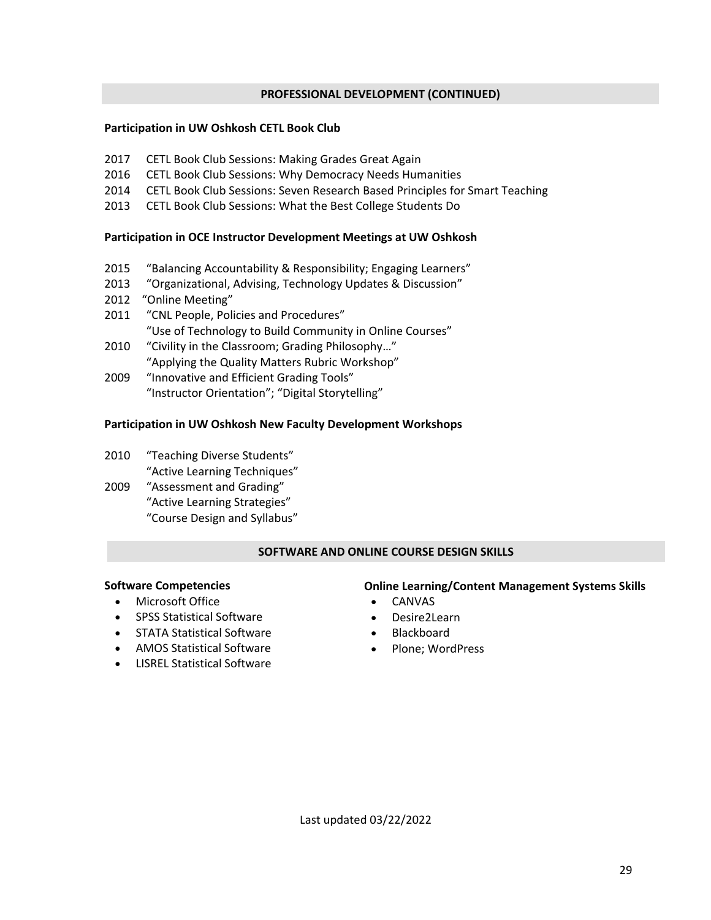## PROFESSIONAL DEVELOPMENT (CONTINUED)

**Participation in UW Oshkosh CETL Book Club**

2017 CETL Book Club Sessions: Making Grades Great Again
2016 CETL Book Club Sessions: Why Democracy Needs Humanities
2014 CETL Book Club Sessions: Seven Research Based Principles for Smart Teaching
2013 CETL Book Club Sessions: What the Best College Students Do

**Participation in OCE Instructor Development Meetings at UW Oshkosh**

2015 "Balancing Accountability & Responsibility; Engaging Learners"
2013 "Organizational, Advising, Technology Updates & Discussion"
2012 "Online Meeting"
2011 "CNL People, Policies and Procedures"
"Use of Technology to Build Community in Online Courses"
2010 "Civility in the Classroom; Grading Philosophy…"
"Applying the Quality Matters Rubric Workshop"
2009 "Innovative and Efficient Grading Tools"
"Instructor Orientation"; "Digital Storytelling"

**Participation in UW Oshkosh New Faculty Development Workshops**

2010 "Teaching Diverse Students"
"Active Learning Techniques"
2009 "Assessment and Grading"
"Active Learning Strategies"
"Course Design and Syllabus"

## SOFTWARE AND ONLINE COURSE DESIGN SKILLS

**Software Competencies**

- Microsoft Office
- SPSS Statistical Software
- STATA Statistical Software
- AMOS Statistical Software
- LISREL Statistical Software

**Online Learning/Content Management Systems Skills**

- CANVAS
- Desire2Learn
- Blackboard
- Plone; WordPress

Last updated 03/22/2022